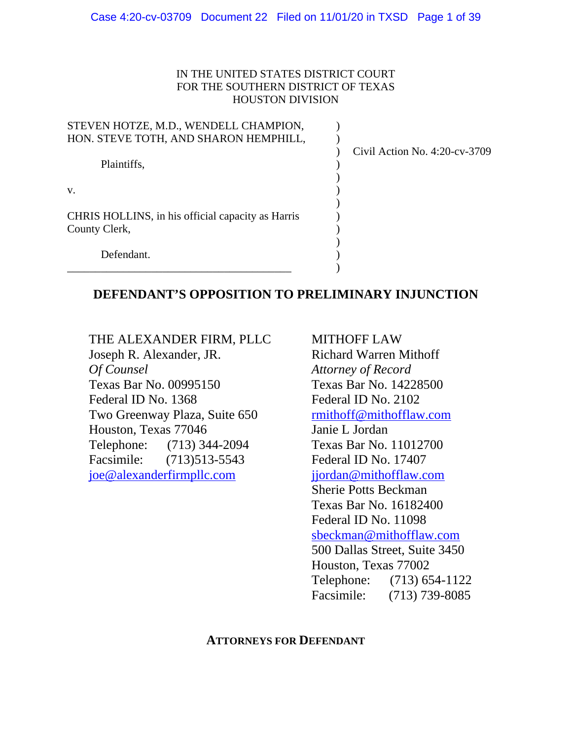IN THE UNITED STATES DISTRICT COURT
FOR THE SOUTHERN DISTRICT OF TEXAS
HOUSTON DIVISION

STEVEN HOTZE, M.D., WENDELL CHAMPION, HON. STEVE TOTH, AND SHARON HEMPHILL,

Plaintiffs,

v.

CHRIS HOLLINS, in his official capacity as Harris County Clerk,

Defendant.

Civil Action No. 4:20-cv-3709

# DEFENDANT'S OPPOSITION TO PRELIMINARY INJUNCTION

THE ALEXANDER FIRM, PLLC
Joseph R. Alexander, JR.
*Of Counsel*
Texas Bar No. 00995150
Federal ID No. 1368
Two Greenway Plaza, Suite 650
Houston, Texas 77046
Telephone: (713) 344-2094
Facsimile: (713)513-5543
joe@alexanderfirmpllc.com

MITHOFF LAW
Richard Warren Mithoff
*Attorney of Record*
Texas Bar No. 14228500
Federal ID No. 2102
rmithoff@mithofflaw.com
Janie L Jordan
Texas Bar No. 11012700
Federal ID No. 17407
jjordan@mithofflaw.com
Sherie Potts Beckman
Texas Bar No. 16182400
Federal ID No. 11098
sbeckman@mithofflaw.com
500 Dallas Street, Suite 3450
Houston, Texas 77002
Telephone: (713) 654-1122
Facsimile: (713) 739-8085

**ATTORNEYS FOR DEFENDANT**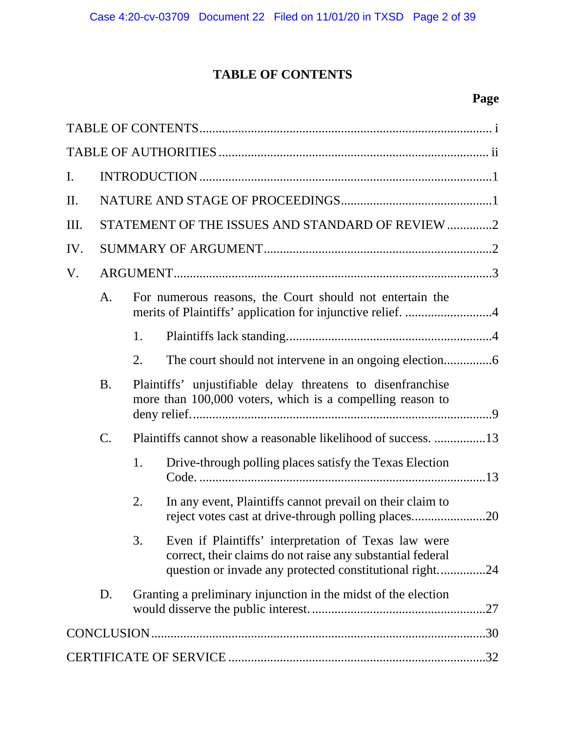# TABLE OF CONTENTS

**Page**

TABLE OF CONTENTS ........................................................................................ i

TABLE OF AUTHORITIES .................................................................................. ii

I. INTRODUCTION ........................................................................................1

II. NATURE AND STAGE OF PROCEEDINGS...............................................1

III. STATEMENT OF THE ISSUES AND STANDARD OF REVIEW ..............2

IV. SUMMARY OF ARGUMENT......................................................................2

V. ARGUMENT..................................................................................................3

  A. For numerous reasons, the Court should not entertain the merits of Plaintiffs' application for injunctive relief. ...........................4

    1. Plaintiffs lack standing...............................................................4

    2. The court should not intervene in an ongoing election..............6

  B. Plaintiffs' unjustifiable delay threatens to disenfranchise more than 100,000 voters, which is a compelling reason to deny relief............................................................................................9

  C. Plaintiffs cannot show a reasonable likelihood of success. ................13

    1. Drive-through polling places satisfy the Texas Election Code. ......................................................................................13

    2. In any event, Plaintiffs cannot prevail on their claim to reject votes cast at drive-through polling places.......................20

    3. Even if Plaintiffs' interpretation of Texas law were correct, their claims do not raise any substantial federal question or invade any protected constitutional right..............24

  D. Granting a preliminary injunction in the midst of the election would disserve the public interest. .....................................................27

CONCLUSION.......................................................................................................30

CERTIFICATE OF SERVICE ...............................................................................32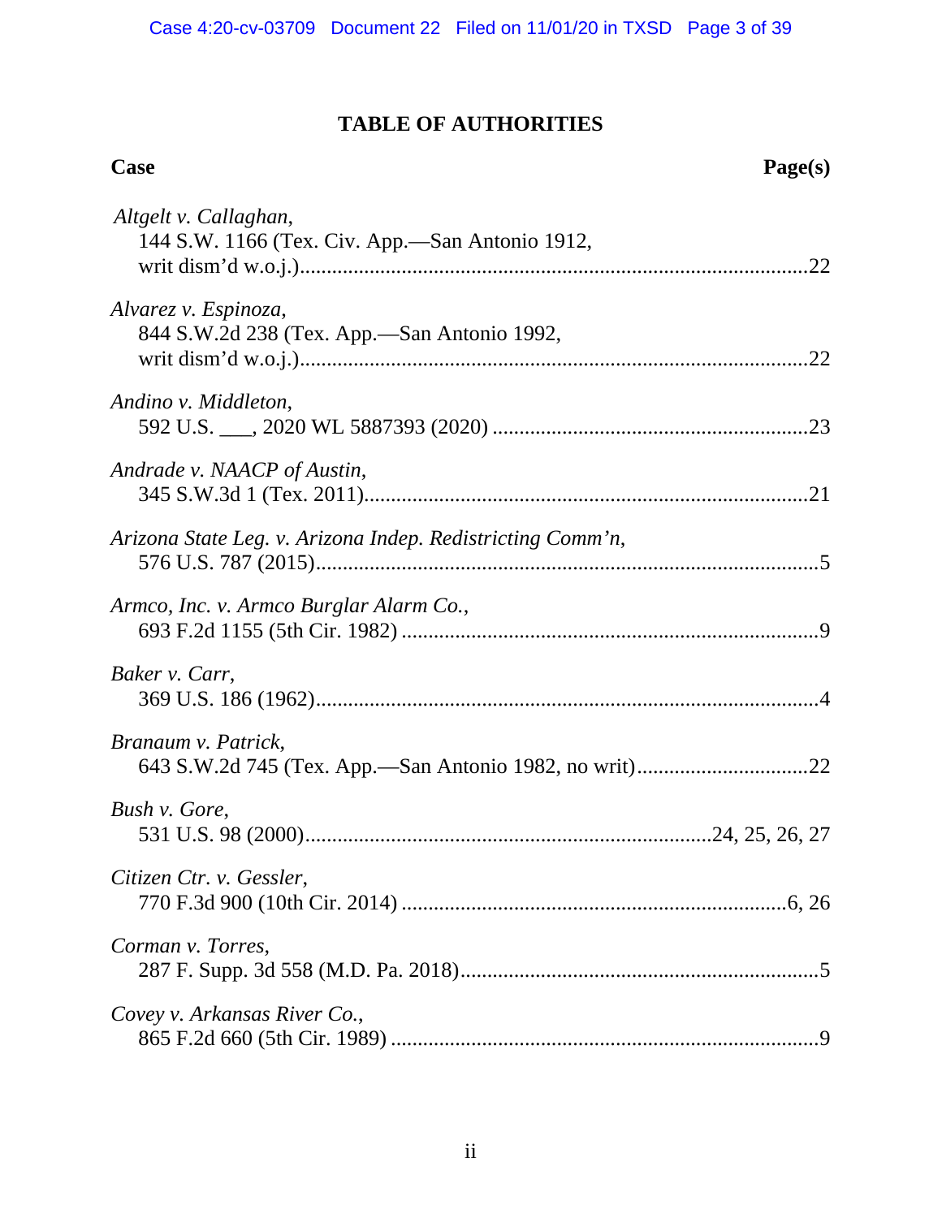## TABLE OF AUTHORITIES

| Case | Page(s) |
|---|---|
| *Altgelt v. Callaghan*, 144 S.W. 1166 (Tex. Civ. App.—San Antonio 1912, writ dism'd w.o.j.) | 22 |
| *Alvarez v. Espinoza*, 844 S.W.2d 238 (Tex. App.—San Antonio 1992, writ dism'd w.o.j.) | 22 |
| *Andino v. Middleton*, 592 U.S. ___, 2020 WL 5887393 (2020) | 23 |
| *Andrade v. NAACP of Austin*, 345 S.W.3d 1 (Tex. 2011) | 21 |
| *Arizona State Leg. v. Arizona Indep. Redistricting Comm'n*, 576 U.S. 787 (2015) | 5 |
| *Armco, Inc. v. Armco Burglar Alarm Co.*, 693 F.2d 1155 (5th Cir. 1982) | 9 |
| *Baker v. Carr*, 369 U.S. 186 (1962) | 4 |
| *Branaum v. Patrick*, 643 S.W.2d 745 (Tex. App.—San Antonio 1982, no writ) | 22 |
| *Bush v. Gore*, 531 U.S. 98 (2000) | 24, 25, 26, 27 |
| *Citizen Ctr. v. Gessler*, 770 F.3d 900 (10th Cir. 2014) | 6, 26 |
| *Corman v. Torres*, 287 F. Supp. 3d 558 (M.D. Pa. 2018) | 5 |
| *Covey v. Arkansas River Co.*, 865 F.2d 660 (5th Cir. 1989) | 9 |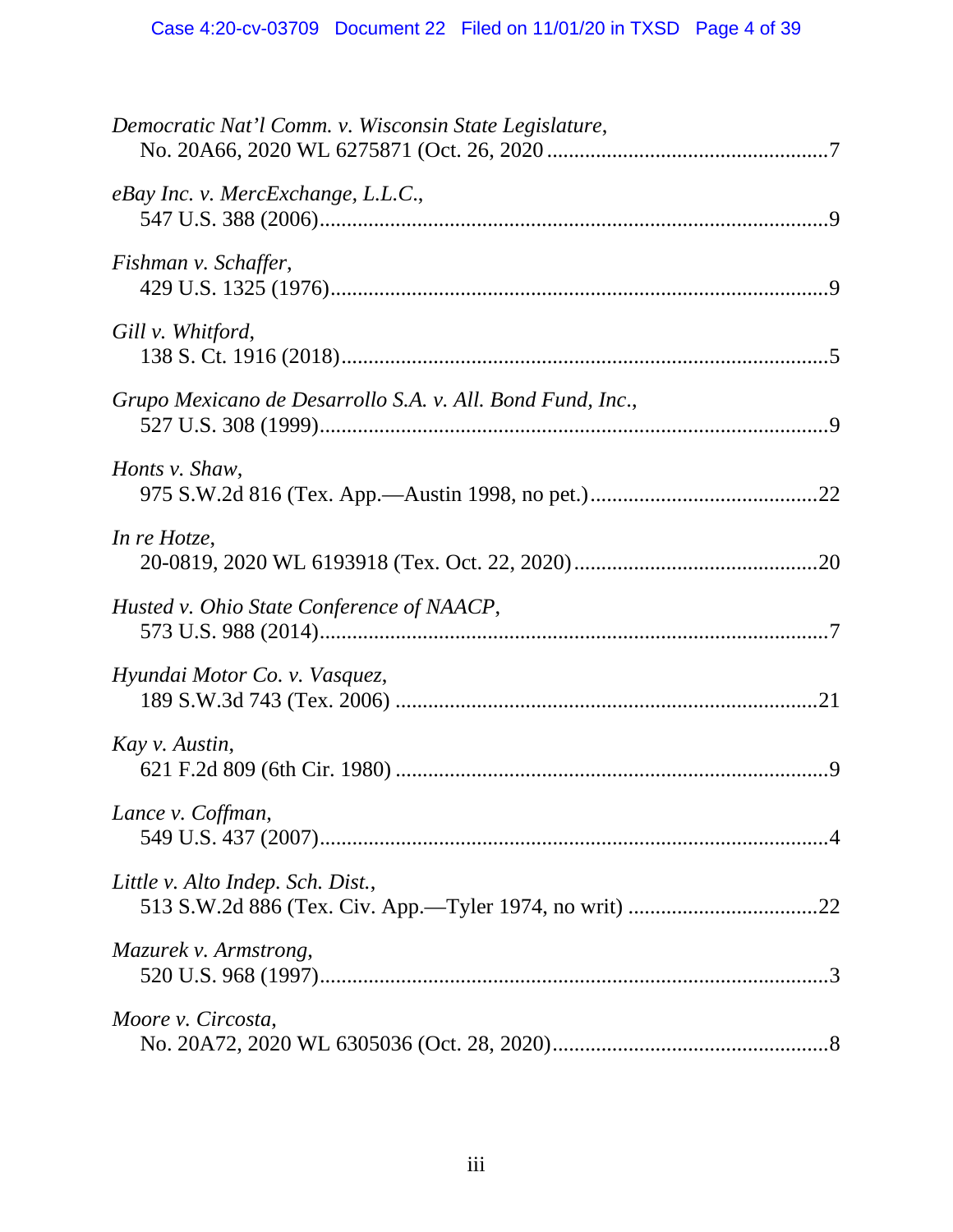*Democratic Nat'l Comm. v. Wisconsin State Legislature*,
No. 20A66, 2020 WL 6275871 (Oct. 26, 2020 ....................................................7

*eBay Inc. v. MercExchange, L.L.C.*,
547 U.S. 388 (2006)............................................................................................9

*Fishman v. Schaffer*,
429 U.S. 1325 (1976)..........................................................................................9

*Gill v. Whitford*,
138 S. Ct. 1916 (2018)........................................................................................5

*Grupo Mexicano de Desarrollo S.A. v. All. Bond Fund, Inc.*,
527 U.S. 308 (1999)............................................................................................9

*Honts v. Shaw*,
975 S.W.2d 816 (Tex. App.—Austin 1998, no pet.)..........................................22

*In re Hotze*,
20-0819, 2020 WL 6193918 (Tex. Oct. 22, 2020).............................................20

*Husted v. Ohio State Conference of NAACP*,
573 U.S. 988 (2014)............................................................................................7

*Hyundai Motor Co. v. Vasquez*,
189 S.W.3d 743 (Tex. 2006) ............................................................................21

*Kay v. Austin*,
621 F.2d 809 (6th Cir. 1980) ..............................................................................9

*Lance v. Coffman*,
549 U.S. 437 (2007)............................................................................................4

*Little v. Alto Indep. Sch. Dist.*,
513 S.W.2d 886 (Tex. Civ. App.—Tyler 1974, no writ) ..................................22

*Mazurek v. Armstrong*,
520 U.S. 968 (1997)............................................................................................3

*Moore v. Circosta*,
No. 20A72, 2020 WL 6305036 (Oct. 28, 2020)...................................................8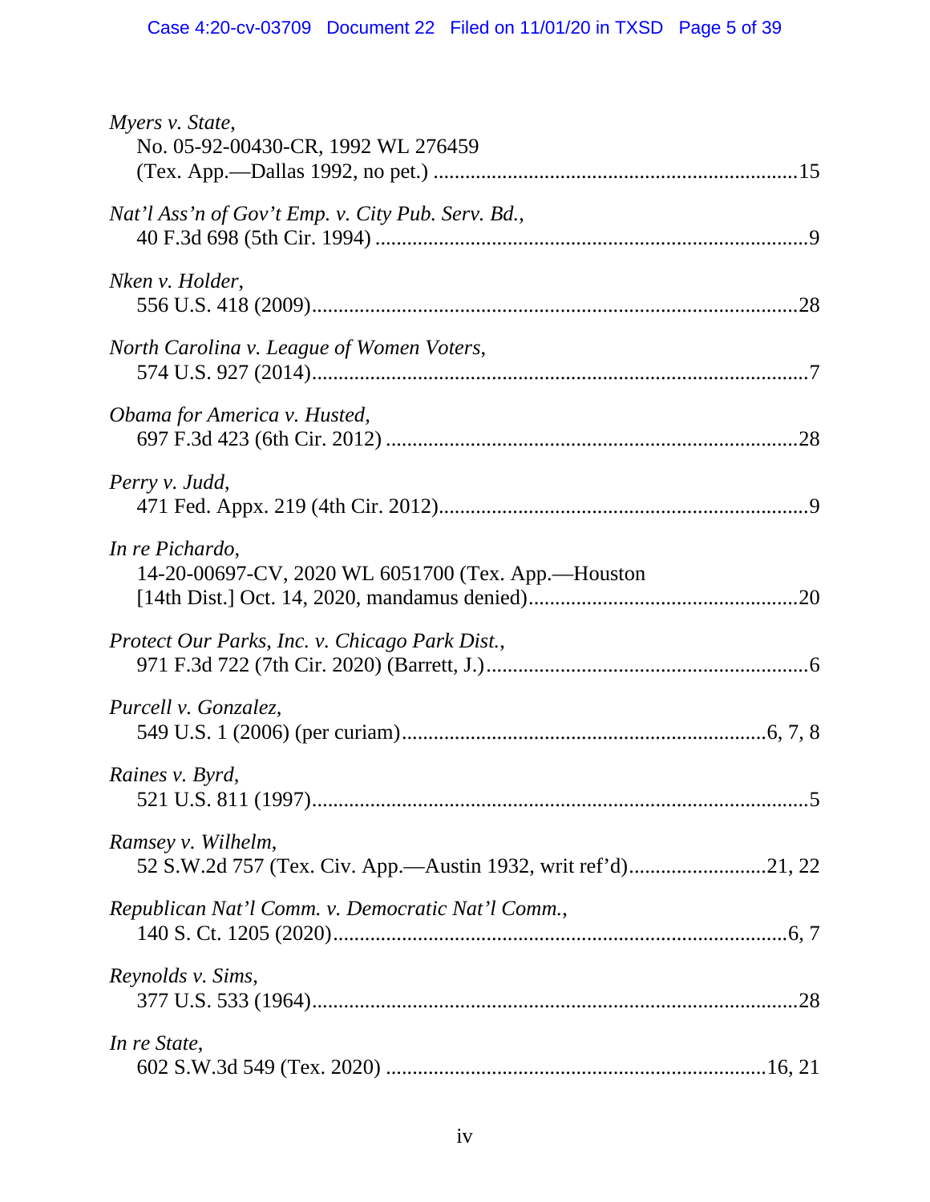*Myers v. State*,
No. 05-92-00430-CR, 1992 WL 276459
(Tex. App.—Dallas 1992, no pet.) ....................................................................15

*Nat'l Ass'n of Gov't Emp. v. City Pub. Serv. Bd.*,
40 F.3d 698 (5th Cir. 1994) ..................................................................................9

*Nken v. Holder*,
556 U.S. 418 (2009)...........................................................................................28

*North Carolina v. League of Women Voters*,
574 U.S. 927 (2014).............................................................................................7

*Obama for America v. Husted*,
697 F.3d 423 (6th Cir. 2012) ..............................................................................28

*Perry v. Judd*,
471 Fed. Appx. 219 (4th Cir. 2012)......................................................................9

*In re Pichardo*,
14-20-00697-CV, 2020 WL 6051700 (Tex. App.—Houston
[14th Dist.] Oct. 14, 2020, mandamus denied)...................................................20

*Protect Our Parks, Inc. v. Chicago Park Dist.*,
971 F.3d 722 (7th Cir. 2020) (Barrett, J.).............................................................6

*Purcell v. Gonzalez*,
549 U.S. 1 (2006) (per curiam).....................................................................6, 7, 8

*Raines v. Byrd*,
521 U.S. 811 (1997)..............................................................................................5

*Ramsey v. Wilhelm*,
52 S.W.2d 757 (Tex. Civ. App.—Austin 1932, writ ref'd)..........................21, 22

*Republican Nat'l Comm. v. Democratic Nat'l Comm.*,
140 S. Ct. 1205 (2020).......................................................................................6, 7

*Reynolds v. Sims*,
377 U.S. 533 (1964)............................................................................................28

*In re State*,
602 S.W.3d 549 (Tex. 2020) ........................................................................16, 21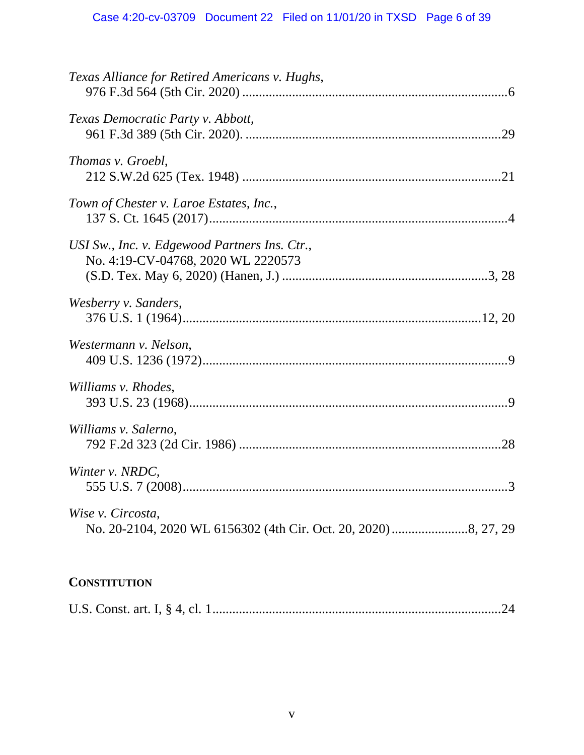*Texas Alliance for Retired Americans v. Hughs*,
976 F.3d 564 (5th Cir. 2020) ....................................................................................6

*Texas Democratic Party v. Abbott*,
961 F.3d 389 (5th Cir. 2020). ..................................................................................29

*Thomas v. Groebl*,
212 S.W.2d 625 (Tex. 1948) ....................................................................................21

*Town of Chester v. Laroe Estates, Inc.*,
137 S. Ct. 1645 (2017)................................................................................................4

*USI Sw., Inc. v. Edgewood Partners Ins. Ctr.*,
No. 4:19-CV-04768, 2020 WL 2220573
(S.D. Tex. May 6, 2020) (Hanen, J.) ...............................................................3, 28

*Wesberry v. Sanders*,
376 U.S. 1 (1964)..............................................................................................12, 20

*Westermann v. Nelson*,
409 U.S. 1236 (1972)..................................................................................................9

*Williams v. Rhodes*,
393 U.S. 23 (1968)......................................................................................................9

*Williams v. Salerno*,
792 F.2d 323 (2d Cir. 1986) ....................................................................................28

*Winter v. NRDC*,
555 U.S. 7 (2008)........................................................................................................3

*Wise v. Circosta*,
No. 20-2104, 2020 WL 6156302 (4th Cir. Oct. 20, 2020).......................8, 27, 29

**CONSTITUTION**

U.S. Const. art. I, § 4, cl. 1........................................................................................24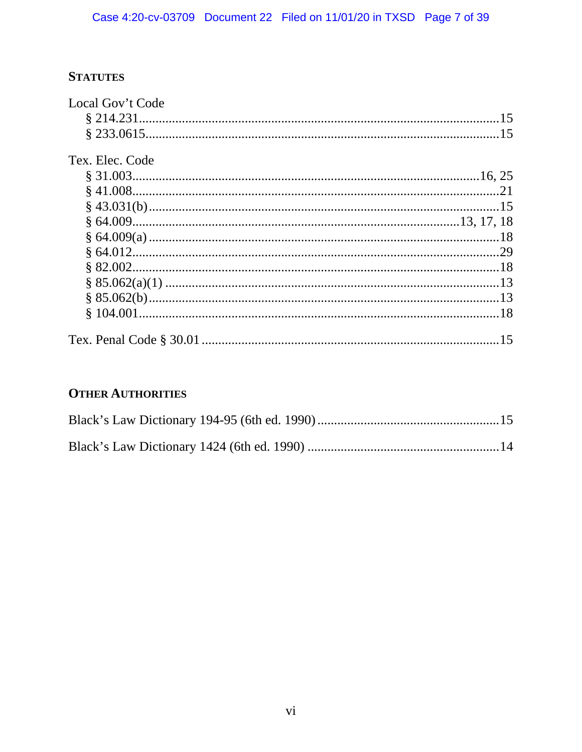## STATUTES

Local Gov't Code
- § 214.231 ........................................................................................................15
- § 233.0615 ......................................................................................................15

Tex. Elec. Code
- § 31.003 ....................................................................................................16, 25
- § 41.008 ..........................................................................................................21
- § 43.031(b) .....................................................................................................15
- § 64.009 .............................................................................................13, 17, 18
- § 64.009(a) ......................................................................................................18
- § 64.012 ..........................................................................................................29
- § 82.002 ..........................................................................................................18
- § 85.062(a)(1) .................................................................................................13
- § 85.062(b) ......................................................................................................13
- § 104.001 ........................................................................................................18

Tex. Penal Code § 30.01 ......................................................................................15

## OTHER AUTHORITIES

Black's Law Dictionary 194-95 (6th ed. 1990) ...................................................15

Black's Law Dictionary 1424 (6th ed. 1990) .......................................................14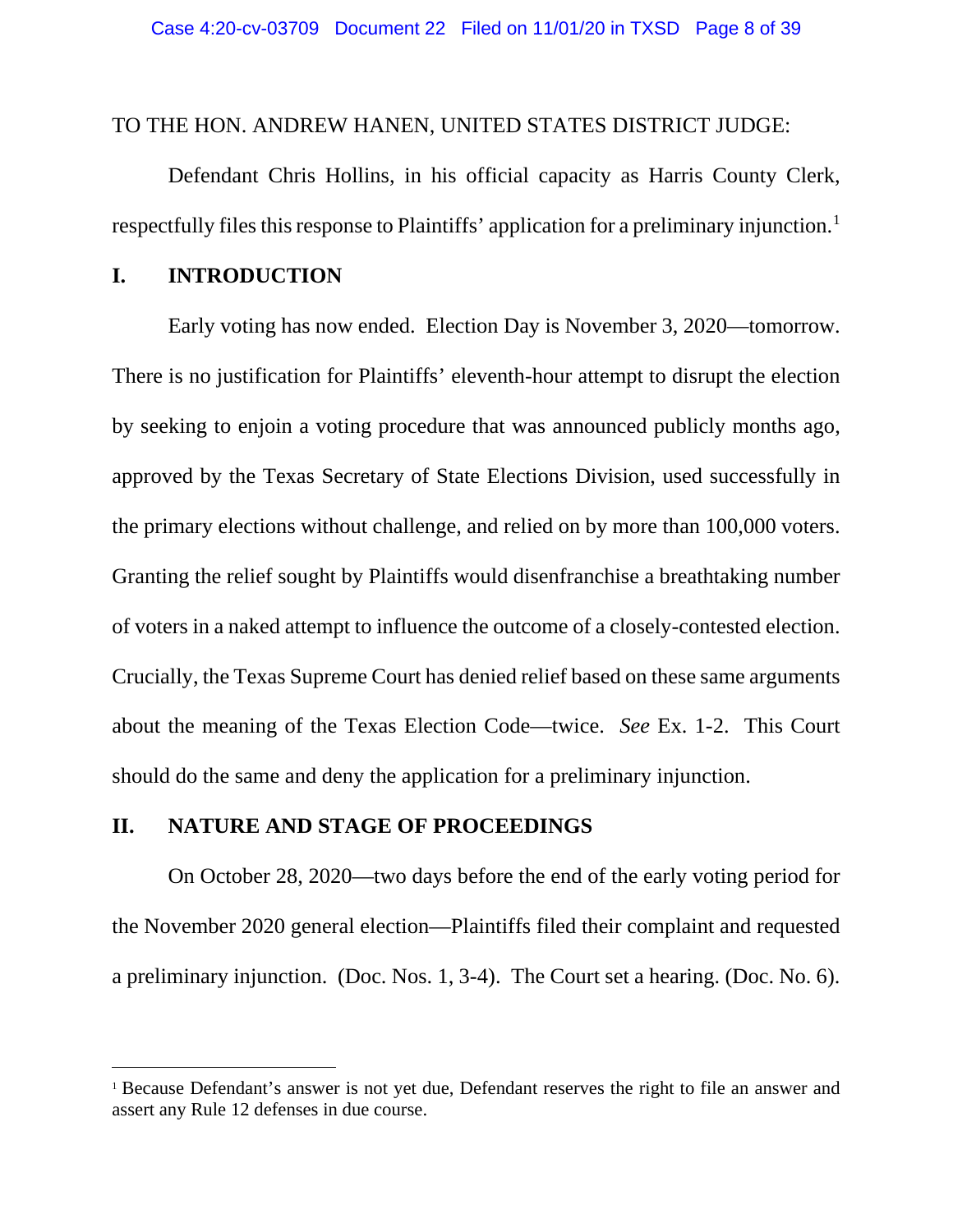TO THE HON. ANDREW HANEN, UNITED STATES DISTRICT JUDGE:

Defendant Chris Hollins, in his official capacity as Harris County Clerk, respectfully files this response to Plaintiffs' application for a preliminary injunction.[1]

## I. INTRODUCTION

Early voting has now ended. Election Day is November 3, 2020—tomorrow. There is no justification for Plaintiffs' eleventh-hour attempt to disrupt the election by seeking to enjoin a voting procedure that was announced publicly months ago, approved by the Texas Secretary of State Elections Division, used successfully in the primary elections without challenge, and relied on by more than 100,000 voters. Granting the relief sought by Plaintiffs would disenfranchise a breathtaking number of voters in a naked attempt to influence the outcome of a closely-contested election. Crucially, the Texas Supreme Court has denied relief based on these same arguments about the meaning of the Texas Election Code—twice. *See* Ex. 1-2. This Court should do the same and deny the application for a preliminary injunction.

## II. NATURE AND STAGE OF PROCEEDINGS

On October 28, 2020—two days before the end of the early voting period for the November 2020 general election—Plaintiffs filed their complaint and requested a preliminary injunction. (Doc. Nos. 1, 3-4). The Court set a hearing. (Doc. No. 6).

---

[1] Because Defendant's answer is not yet due, Defendant reserves the right to file an answer and assert any Rule 12 defenses in due course.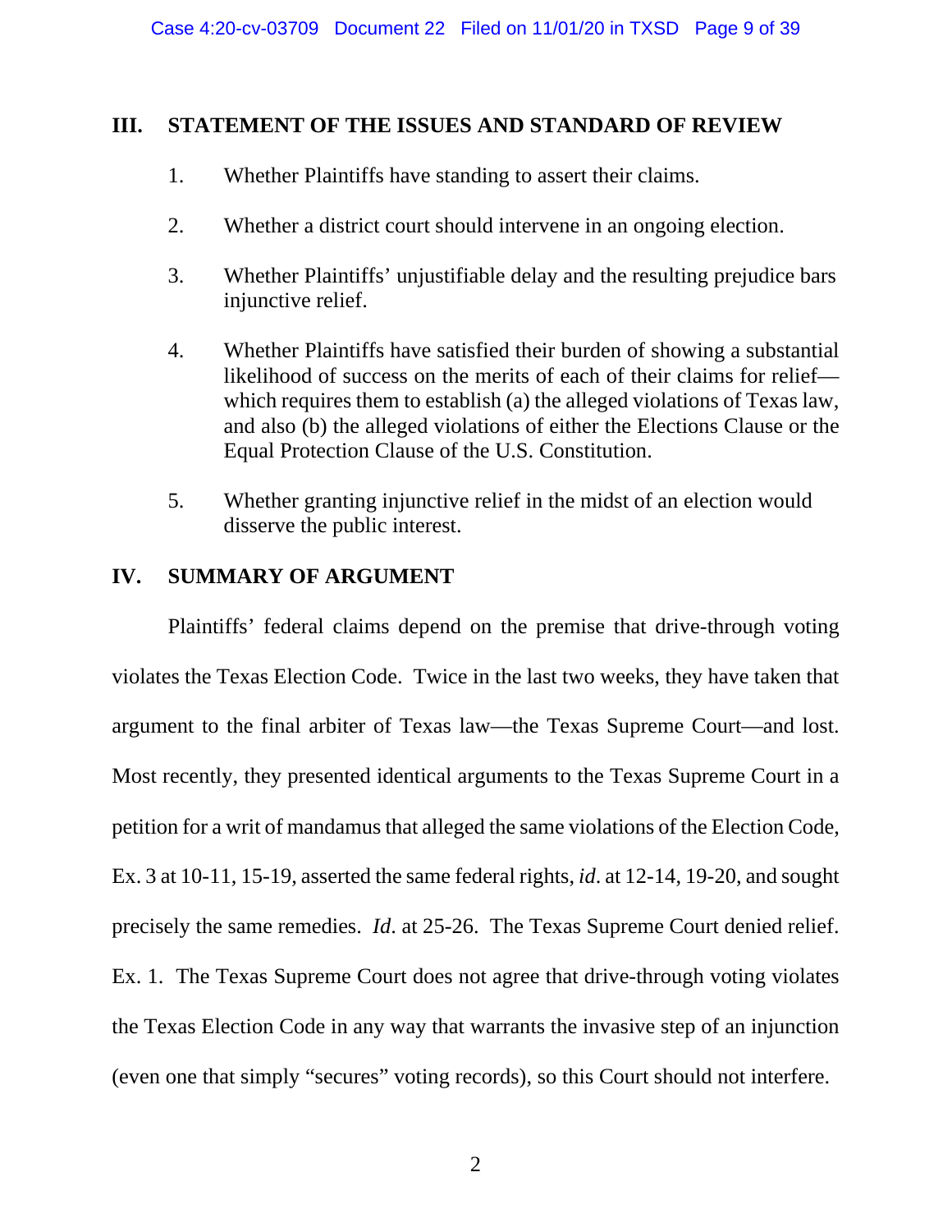## III. STATEMENT OF THE ISSUES AND STANDARD OF REVIEW

1. Whether Plaintiffs have standing to assert their claims.

2. Whether a district court should intervene in an ongoing election.

3. Whether Plaintiffs' unjustifiable delay and the resulting prejudice bars injunctive relief.

4. Whether Plaintiffs have satisfied their burden of showing a substantial likelihood of success on the merits of each of their claims for relief—which requires them to establish (a) the alleged violations of Texas law, and also (b) the alleged violations of either the Elections Clause or the Equal Protection Clause of the U.S. Constitution.

5. Whether granting injunctive relief in the midst of an election would disserve the public interest.

## IV. SUMMARY OF ARGUMENT

Plaintiffs' federal claims depend on the premise that drive-through voting violates the Texas Election Code. Twice in the last two weeks, they have taken that argument to the final arbiter of Texas law—the Texas Supreme Court—and lost. Most recently, they presented identical arguments to the Texas Supreme Court in a petition for a writ of mandamus that alleged the same violations of the Election Code, Ex. 3 at 10-11, 15-19, asserted the same federal rights, *id*. at 12-14, 19-20, and sought precisely the same remedies. *Id*. at 25-26. The Texas Supreme Court denied relief. Ex. 1. The Texas Supreme Court does not agree that drive-through voting violates the Texas Election Code in any way that warrants the invasive step of an injunction (even one that simply "secures" voting records), so this Court should not interfere.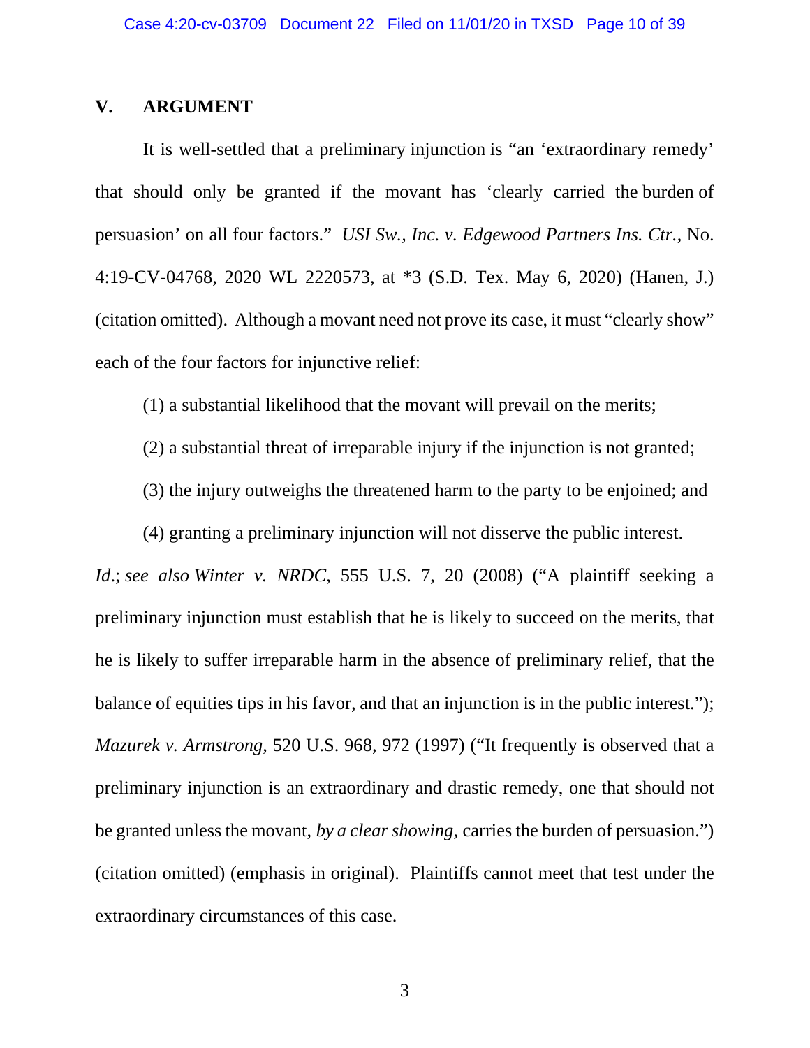## V. ARGUMENT

It is well-settled that a preliminary injunction is "an 'extraordinary remedy' that should only be granted if the movant has 'clearly carried the burden of persuasion' on all four factors." *USI Sw., Inc. v. Edgewood Partners Ins. Ctr.*, No. 4:19-CV-04768, 2020 WL 2220573, at *3 (S.D. Tex. May 6, 2020) (Hanen, J.) (citation omitted). Although a movant need not prove its case, it must "clearly show" each of the four factors for injunctive relief:

(1) a substantial likelihood that the movant will prevail on the merits;

(2) a substantial threat of irreparable injury if the injunction is not granted;

(3) the injury outweighs the threatened harm to the party to be enjoined; and

(4) granting a preliminary injunction will not disserve the public interest.

*Id.*; *see also Winter v. NRDC*, 555 U.S. 7, 20 (2008) ("A plaintiff seeking a preliminary injunction must establish that he is likely to succeed on the merits, that he is likely to suffer irreparable harm in the absence of preliminary relief, that the balance of equities tips in his favor, and that an injunction is in the public interest."); *Mazurek v. Armstrong*, 520 U.S. 968, 972 (1997) ("It frequently is observed that a preliminary injunction is an extraordinary and drastic remedy, one that should not be granted unless the movant, *by a clear showing*, carries the burden of persuasion.") (citation omitted) (emphasis in original). Plaintiffs cannot meet that test under the extraordinary circumstances of this case.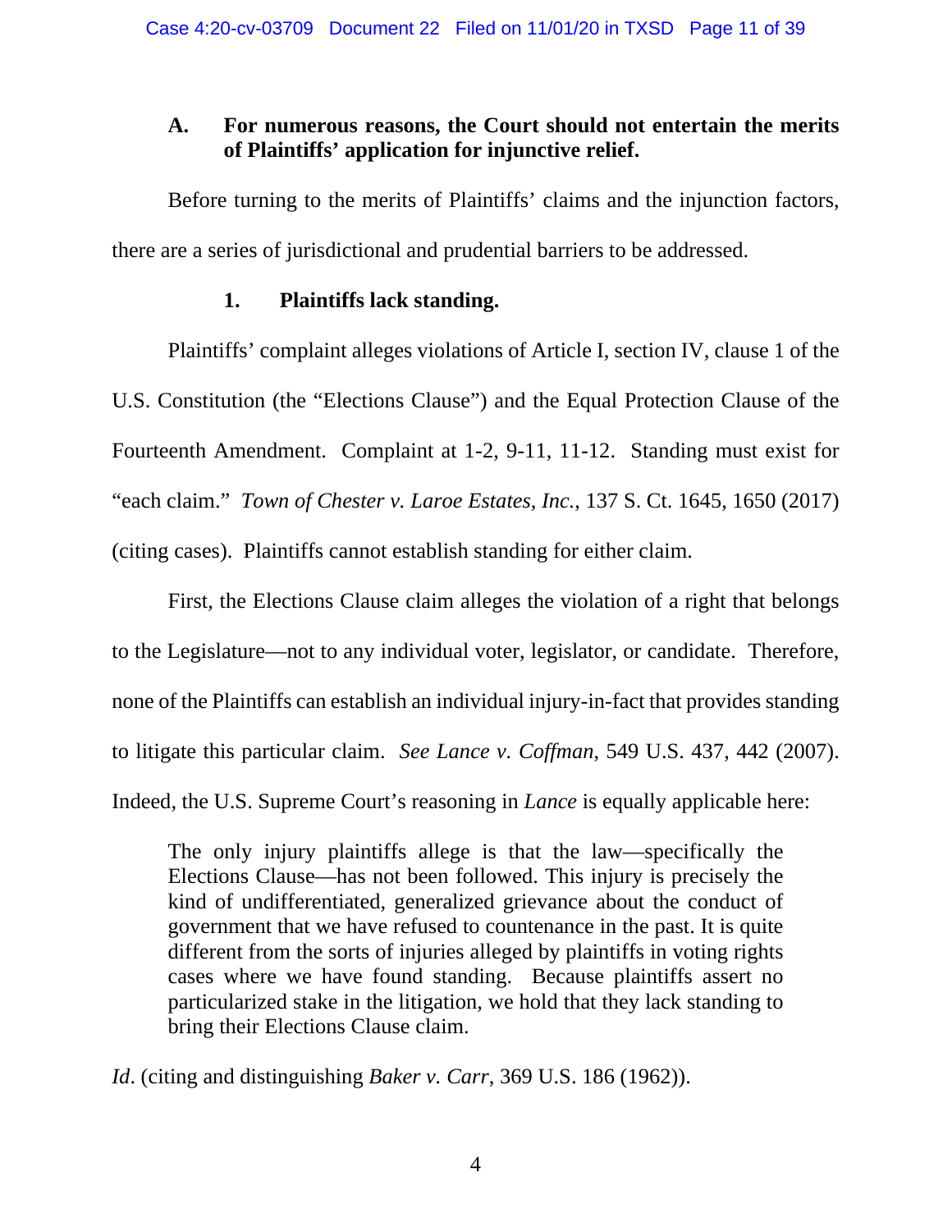### A. For numerous reasons, the Court should not entertain the merits of Plaintiffs' application for injunctive relief.

Before turning to the merits of Plaintiffs' claims and the injunction factors, there are a series of jurisdictional and prudential barriers to be addressed.

#### 1. Plaintiffs lack standing.

Plaintiffs' complaint alleges violations of Article I, section IV, clause 1 of the U.S. Constitution (the "Elections Clause") and the Equal Protection Clause of the Fourteenth Amendment. Complaint at 1-2, 9-11, 11-12. Standing must exist for "each claim." *Town of Chester v. Laroe Estates, Inc.*, 137 S. Ct. 1645, 1650 (2017) (citing cases). Plaintiffs cannot establish standing for either claim.

First, the Elections Clause claim alleges the violation of a right that belongs to the Legislature—not to any individual voter, legislator, or candidate. Therefore, none of the Plaintiffs can establish an individual injury-in-fact that provides standing to litigate this particular claim. *See Lance v. Coffman*, 549 U.S. 437, 442 (2007). Indeed, the U.S. Supreme Court's reasoning in *Lance* is equally applicable here:

> The only injury plaintiffs allege is that the law—specifically the Elections Clause—has not been followed. This injury is precisely the kind of undifferentiated, generalized grievance about the conduct of government that we have refused to countenance in the past. It is quite different from the sorts of injuries alleged by plaintiffs in voting rights cases where we have found standing. Because plaintiffs assert no particularized stake in the litigation, we hold that they lack standing to bring their Elections Clause claim.

*Id*. (citing and distinguishing *Baker v. Carr*, 369 U.S. 186 (1962)).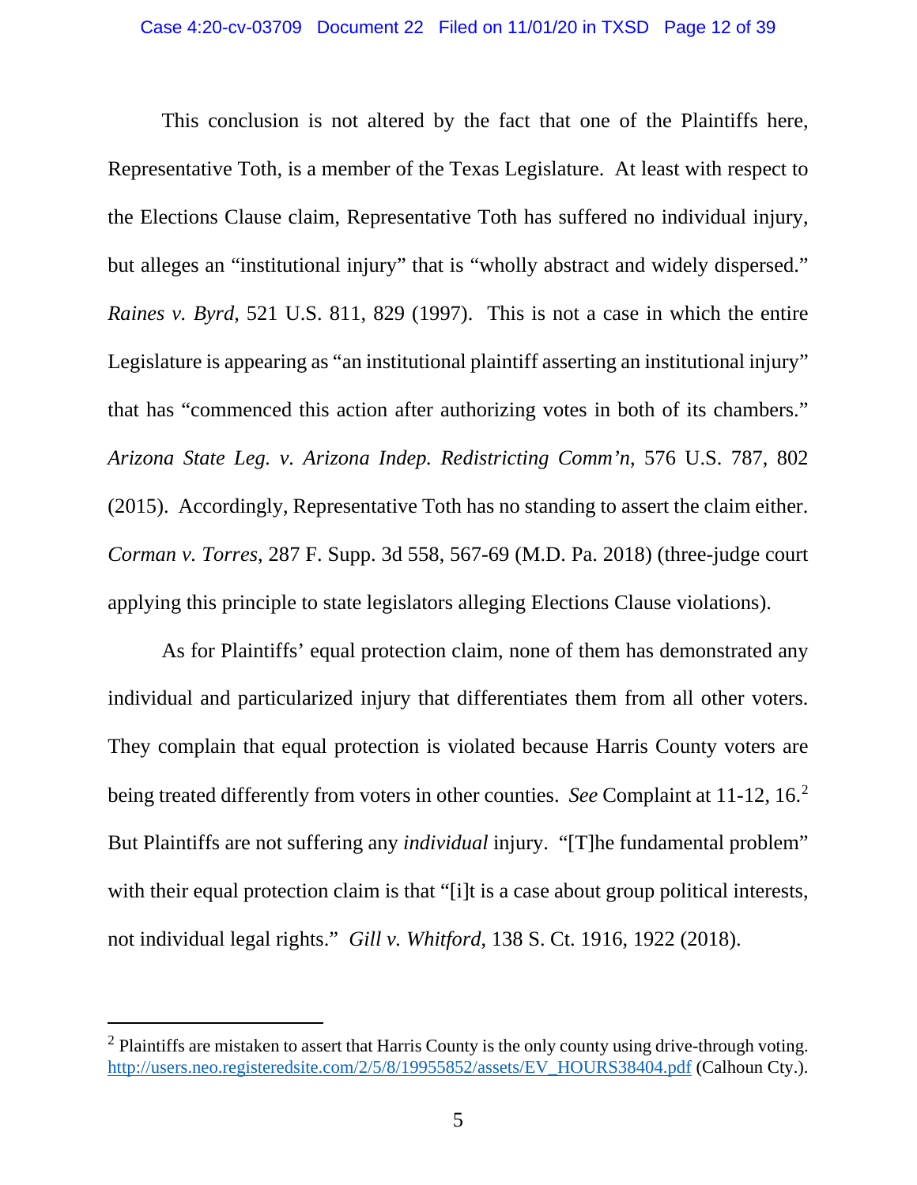This conclusion is not altered by the fact that one of the Plaintiffs here, Representative Toth, is a member of the Texas Legislature. At least with respect to the Elections Clause claim, Representative Toth has suffered no individual injury, but alleges an "institutional injury" that is "wholly abstract and widely dispersed." *Raines v. Byrd*, 521 U.S. 811, 829 (1997). This is not a case in which the entire Legislature is appearing as "an institutional plaintiff asserting an institutional injury" that has "commenced this action after authorizing votes in both of its chambers." *Arizona State Leg. v. Arizona Indep. Redistricting Comm'n*, 576 U.S. 787, 802 (2015). Accordingly, Representative Toth has no standing to assert the claim either. *Corman v. Torres*, 287 F. Supp. 3d 558, 567-69 (M.D. Pa. 2018) (three-judge court applying this principle to state legislators alleging Elections Clause violations).

As for Plaintiffs' equal protection claim, none of them has demonstrated any individual and particularized injury that differentiates them from all other voters. They complain that equal protection is violated because Harris County voters are being treated differently from voters in other counties. *See* Complaint at 11-12, 16.[2] But Plaintiffs are not suffering any *individual* injury. "[T]he fundamental problem" with their equal protection claim is that "[i]t is a case about group political interests, not individual legal rights." *Gill v. Whitford*, 138 S. Ct. 1916, 1922 (2018).

---

[2] Plaintiffs are mistaken to assert that Harris County is the only county using drive-through voting. http://users.neo.registeredsite.com/2/5/8/19955852/assets/EV_HOURS38404.pdf (Calhoun Cty.).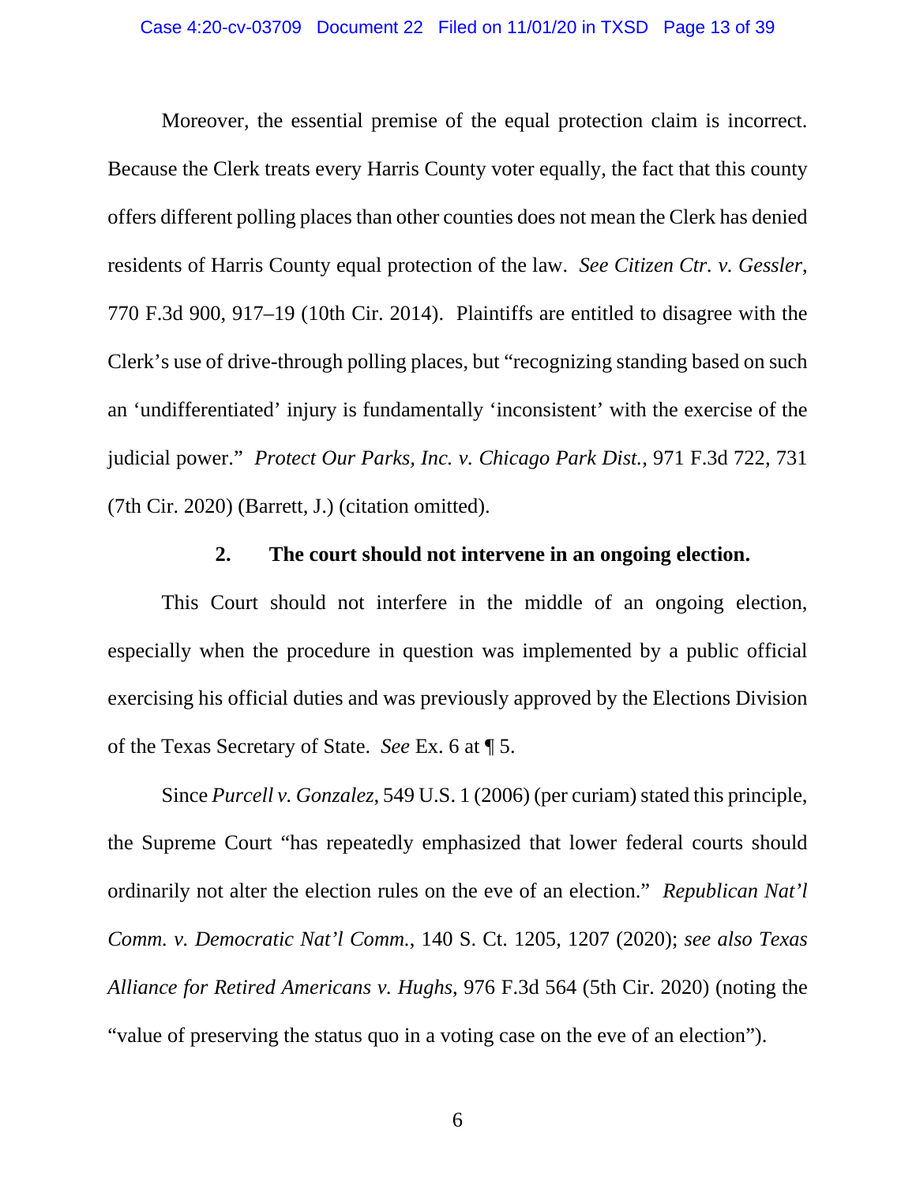Moreover, the essential premise of the equal protection claim is incorrect. Because the Clerk treats every Harris County voter equally, the fact that this county offers different polling places than other counties does not mean the Clerk has denied residents of Harris County equal protection of the law. *See Citizen Ctr. v. Gessler*, 770 F.3d 900, 917–19 (10th Cir. 2014). Plaintiffs are entitled to disagree with the Clerk's use of drive-through polling places, but "recognizing standing based on such an 'undifferentiated' injury is fundamentally 'inconsistent' with the exercise of the judicial power." *Protect Our Parks, Inc. v. Chicago Park Dist.*, 971 F.3d 722, 731 (7th Cir. 2020) (Barrett, J.) (citation omitted).

### 2. The court should not intervene in an ongoing election.

This Court should not interfere in the middle of an ongoing election, especially when the procedure in question was implemented by a public official exercising his official duties and was previously approved by the Elections Division of the Texas Secretary of State. *See* Ex. 6 at ¶ 5.

Since *Purcell v. Gonzalez*, 549 U.S. 1 (2006) (per curiam) stated this principle, the Supreme Court "has repeatedly emphasized that lower federal courts should ordinarily not alter the election rules on the eve of an election." *Republican Nat'l Comm. v. Democratic Nat'l Comm.*, 140 S. Ct. 1205, 1207 (2020); *see also Texas Alliance for Retired Americans v. Hughs*, 976 F.3d 564 (5th Cir. 2020) (noting the "value of preserving the status quo in a voting case on the eve of an election").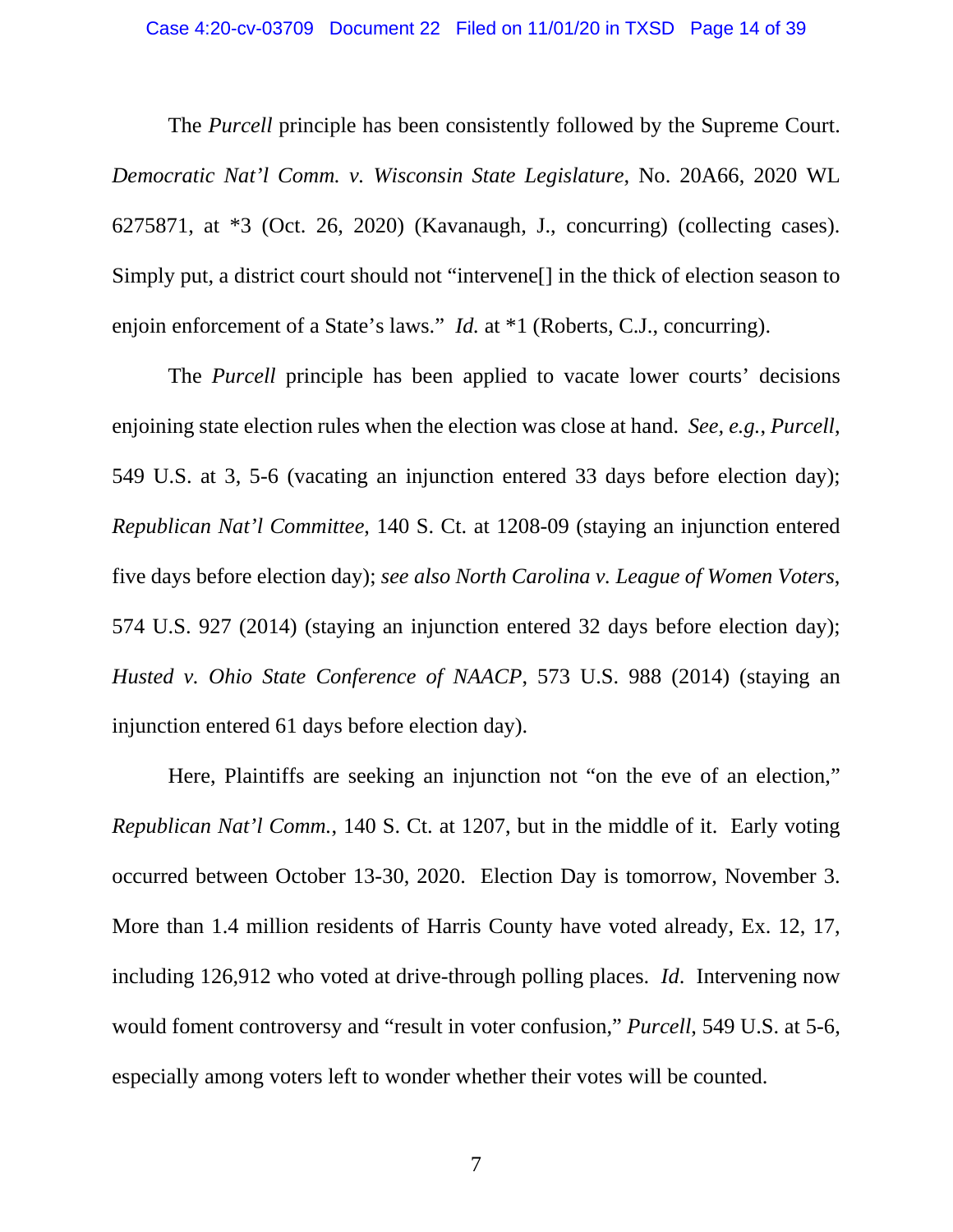The *Purcell* principle has been consistently followed by the Supreme Court. *Democratic Nat'l Comm. v. Wisconsin State Legislature*, No. 20A66, 2020 WL 6275871, at *3 (Oct. 26, 2020) (Kavanaugh, J., concurring) (collecting cases). Simply put, a district court should not "intervene[] in the thick of election season to enjoin enforcement of a State's laws." *Id.* at *1 (Roberts, C.J., concurring).

The *Purcell* principle has been applied to vacate lower courts' decisions enjoining state election rules when the election was close at hand. *See, e.g.*, *Purcell*, 549 U.S. at 3, 5-6 (vacating an injunction entered 33 days before election day); *Republican Nat'l Committee*, 140 S. Ct. at 1208-09 (staying an injunction entered five days before election day); *see also North Carolina v. League of Women Voters*, 574 U.S. 927 (2014) (staying an injunction entered 32 days before election day); *Husted v. Ohio State Conference of NAACP*, 573 U.S. 988 (2014) (staying an injunction entered 61 days before election day).

Here, Plaintiffs are seeking an injunction not "on the eve of an election," *Republican Nat'l Comm.*, 140 S. Ct. at 1207, but in the middle of it. Early voting occurred between October 13-30, 2020. Election Day is tomorrow, November 3. More than 1.4 million residents of Harris County have voted already, Ex. 12, 17, including 126,912 who voted at drive-through polling places. *Id*. Intervening now would foment controversy and "result in voter confusion," *Purcell*, 549 U.S. at 5-6, especially among voters left to wonder whether their votes will be counted.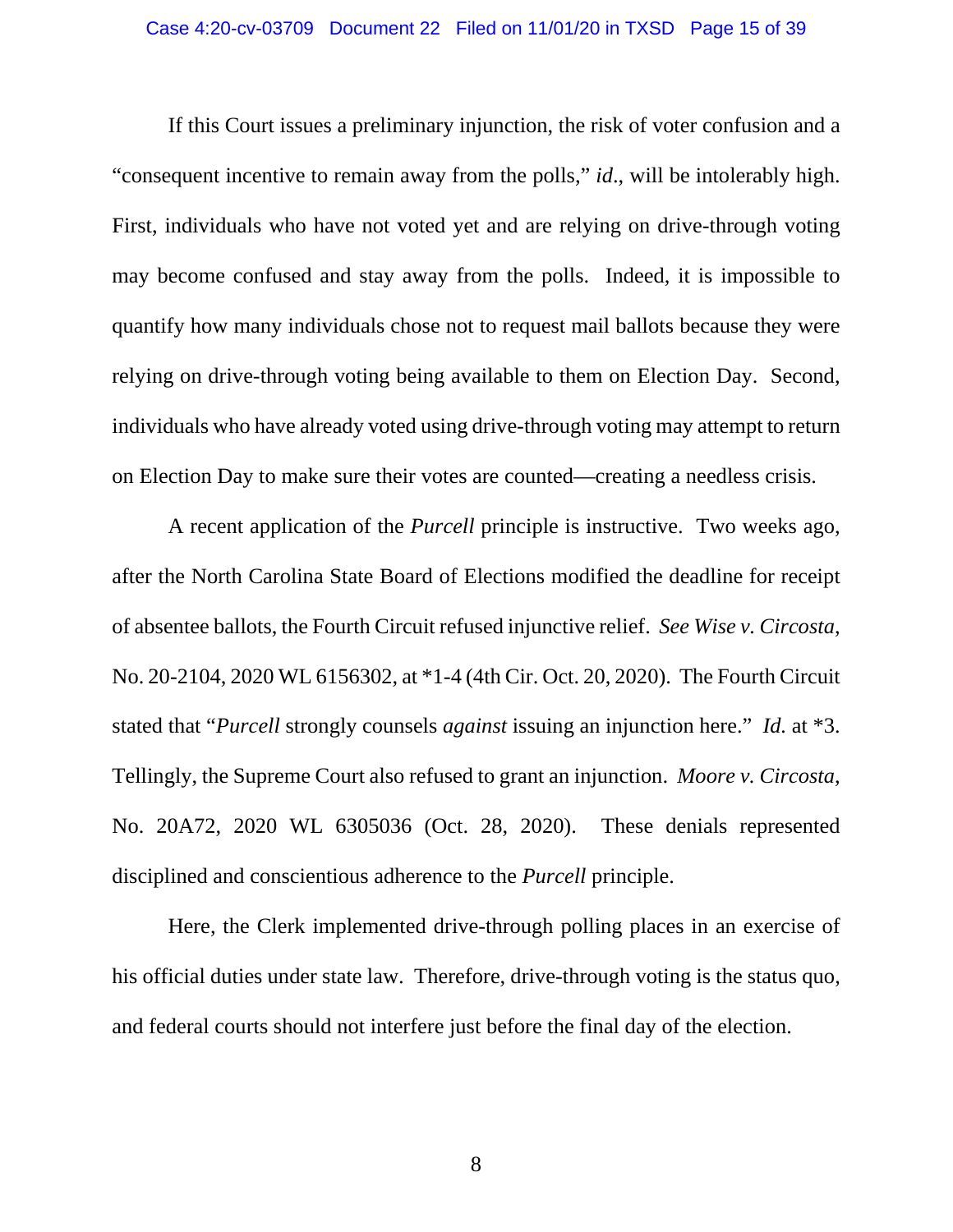If this Court issues a preliminary injunction, the risk of voter confusion and a "consequent incentive to remain away from the polls," *id*., will be intolerably high. First, individuals who have not voted yet and are relying on drive-through voting may become confused and stay away from the polls. Indeed, it is impossible to quantify how many individuals chose not to request mail ballots because they were relying on drive-through voting being available to them on Election Day. Second, individuals who have already voted using drive-through voting may attempt to return on Election Day to make sure their votes are counted—creating a needless crisis.

A recent application of the *Purcell* principle is instructive. Two weeks ago, after the North Carolina State Board of Elections modified the deadline for receipt of absentee ballots, the Fourth Circuit refused injunctive relief. *See Wise v. Circosta*, No. 20-2104, 2020 WL 6156302, at *1-4 (4th Cir. Oct. 20, 2020). The Fourth Circuit stated that "*Purcell* strongly counsels *against* issuing an injunction here." *Id.* at *3. Tellingly, the Supreme Court also refused to grant an injunction. *Moore v. Circosta*, No. 20A72, 2020 WL 6305036 (Oct. 28, 2020). These denials represented disciplined and conscientious adherence to the *Purcell* principle.

Here, the Clerk implemented drive-through polling places in an exercise of his official duties under state law. Therefore, drive-through voting is the status quo, and federal courts should not interfere just before the final day of the election.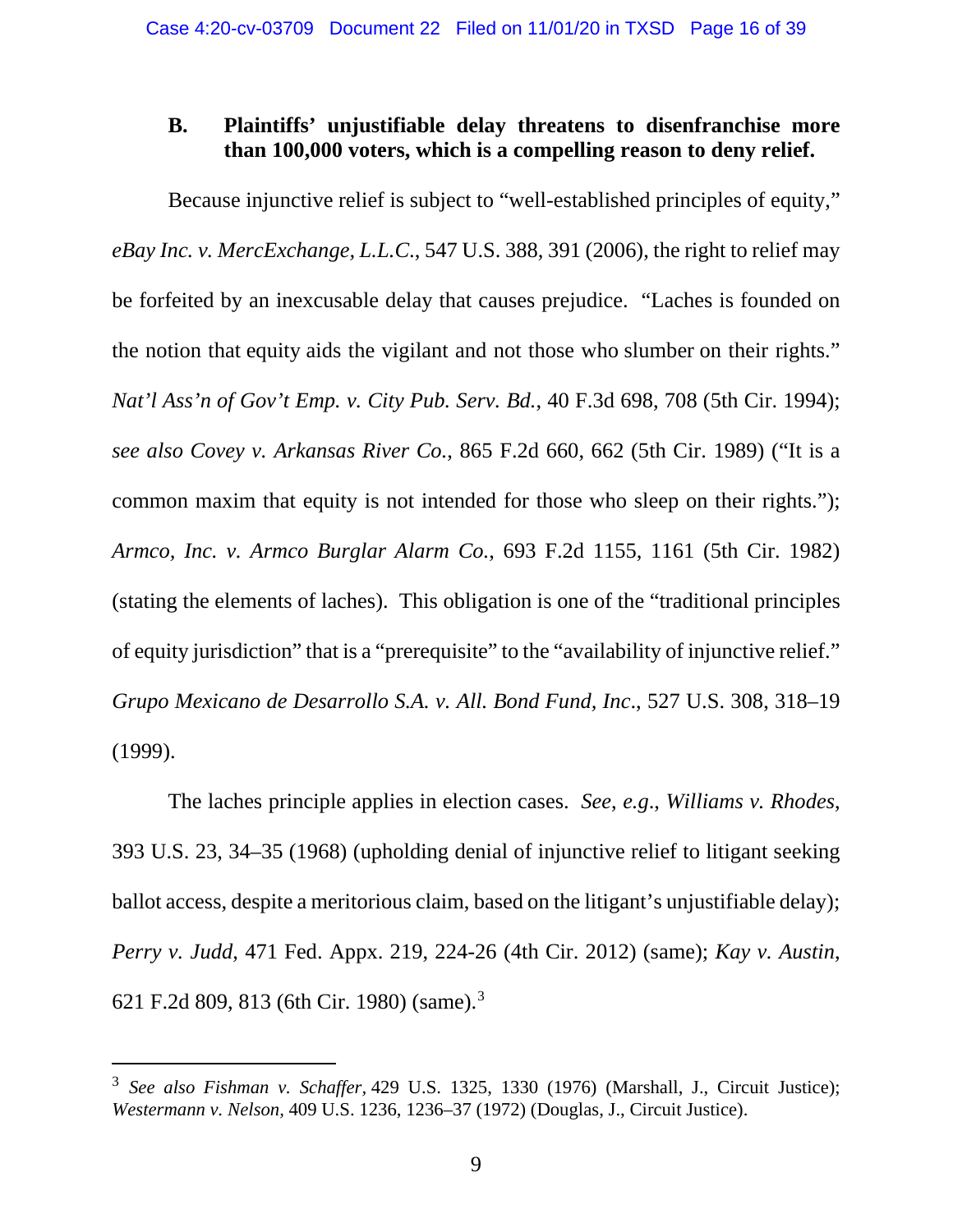### B. Plaintiffs' unjustifiable delay threatens to disenfranchise more than 100,000 voters, which is a compelling reason to deny relief.

Because injunctive relief is subject to "well-established principles of equity," *eBay Inc. v. MercExchange, L.L.C.*, 547 U.S. 388, 391 (2006), the right to relief may be forfeited by an inexcusable delay that causes prejudice. "Laches is founded on the notion that equity aids the vigilant and not those who slumber on their rights." *Nat'l Ass'n of Gov't Emp. v. City Pub. Serv. Bd.*, 40 F.3d 698, 708 (5th Cir. 1994); *see also Covey v. Arkansas River Co.*, 865 F.2d 660, 662 (5th Cir. 1989) ("It is a common maxim that equity is not intended for those who sleep on their rights."); *Armco, Inc. v. Armco Burglar Alarm Co.*, 693 F.2d 1155, 1161 (5th Cir. 1982) (stating the elements of laches). This obligation is one of the "traditional principles of equity jurisdiction" that is a "prerequisite" to the "availability of injunctive relief." *Grupo Mexicano de Desarrollo S.A. v. All. Bond Fund, Inc*., 527 U.S. 308, 318–19 (1999).

The laches principle applies in election cases. *See*, *e.g*., *Williams v. Rhodes*, 393 U.S. 23, 34–35 (1968) (upholding denial of injunctive relief to litigant seeking ballot access, despite a meritorious claim, based on the litigant's unjustifiable delay); *Perry v. Judd*, 471 Fed. Appx. 219, 224-26 (4th Cir. 2012) (same); *Kay v. Austin*, 621 F.2d 809, 813 (6th Cir. 1980) (same).[3]

[3] *See also Fishman v. Schaffer,* 429 U.S. 1325, 1330 (1976) (Marshall, J., Circuit Justice); *Westermann v. Nelson,* 409 U.S. 1236, 1236–37 (1972) (Douglas, J., Circuit Justice).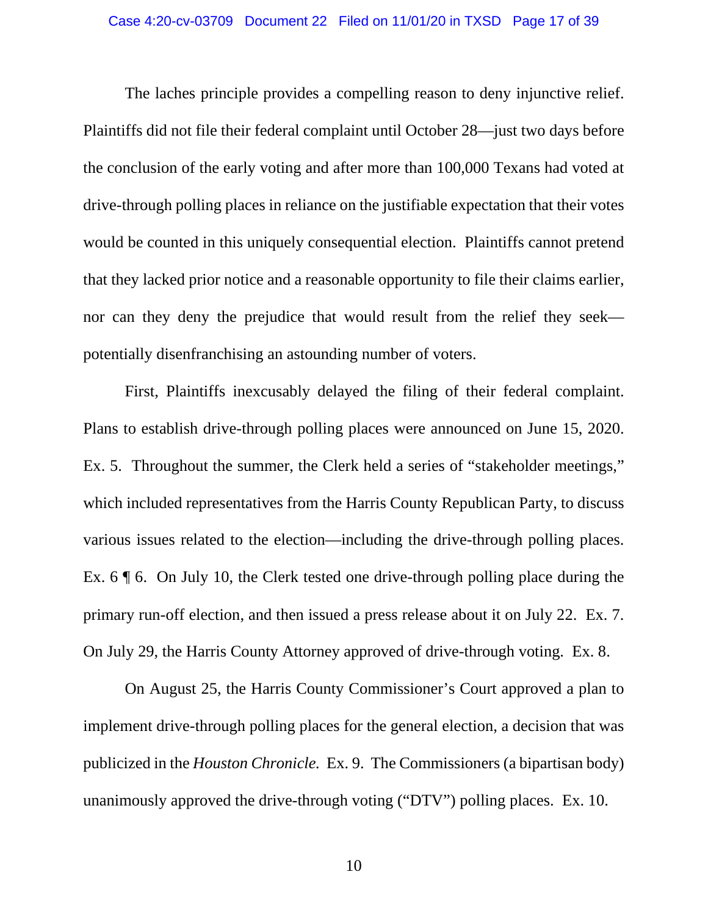The laches principle provides a compelling reason to deny injunctive relief. Plaintiffs did not file their federal complaint until October 28—just two days before the conclusion of the early voting and after more than 100,000 Texans had voted at drive-through polling places in reliance on the justifiable expectation that their votes would be counted in this uniquely consequential election. Plaintiffs cannot pretend that they lacked prior notice and a reasonable opportunity to file their claims earlier, nor can they deny the prejudice that would result from the relief they seek—potentially disenfranchising an astounding number of voters.

First, Plaintiffs inexcusably delayed the filing of their federal complaint. Plans to establish drive-through polling places were announced on June 15, 2020. Ex. 5. Throughout the summer, the Clerk held a series of "stakeholder meetings," which included representatives from the Harris County Republican Party, to discuss various issues related to the election—including the drive-through polling places. Ex. 6 ¶ 6. On July 10, the Clerk tested one drive-through polling place during the primary run-off election, and then issued a press release about it on July 22. Ex. 7. On July 29, the Harris County Attorney approved of drive-through voting. Ex. 8.

On August 25, the Harris County Commissioner's Court approved a plan to implement drive-through polling places for the general election, a decision that was publicized in the *Houston Chronicle.* Ex. 9. The Commissioners (a bipartisan body) unanimously approved the drive-through voting ("DTV") polling places. Ex. 10.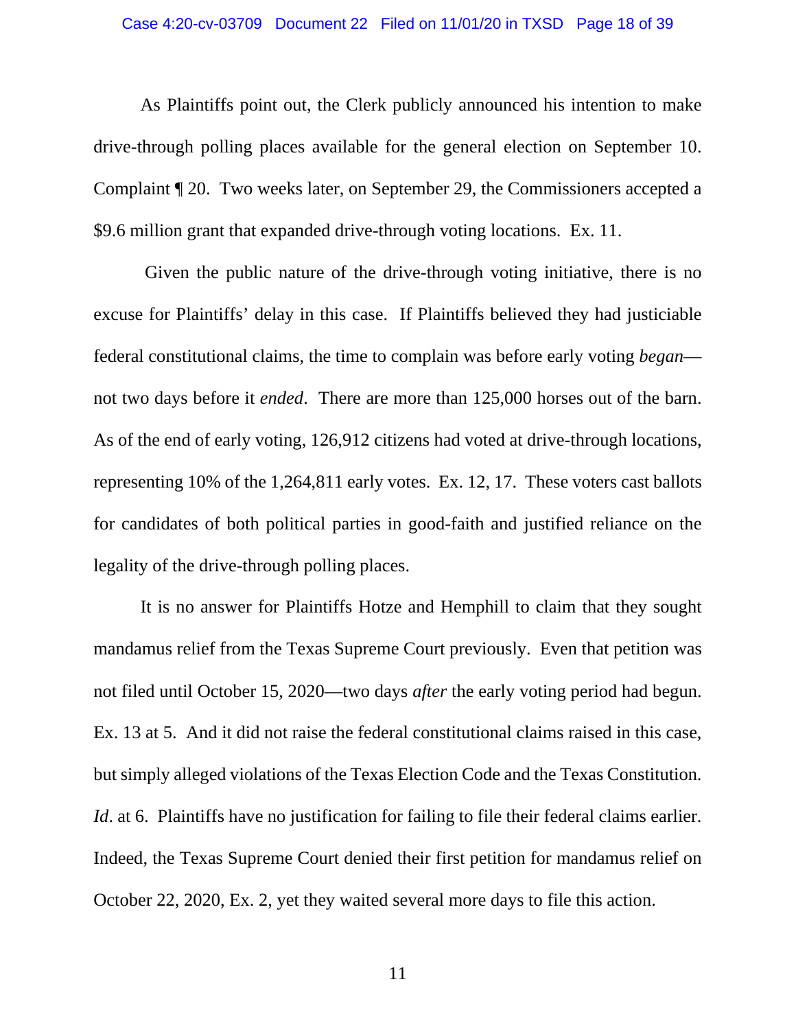As Plaintiffs point out, the Clerk publicly announced his intention to make drive-through polling places available for the general election on September 10. Complaint ¶ 20. Two weeks later, on September 29, the Commissioners accepted a $9.6 million grant that expanded drive-through voting locations. Ex. 11.

Given the public nature of the drive-through voting initiative, there is no excuse for Plaintiffs' delay in this case. If Plaintiffs believed they had justiciable federal constitutional claims, the time to complain was before early voting *began*—not two days before it *ended*. There are more than 125,000 horses out of the barn. As of the end of early voting, 126,912 citizens had voted at drive-through locations, representing 10% of the 1,264,811 early votes. Ex. 12, 17. These voters cast ballots for candidates of both political parties in good-faith and justified reliance on the legality of the drive-through polling places.

It is no answer for Plaintiffs Hotze and Hemphill to claim that they sought mandamus relief from the Texas Supreme Court previously. Even that petition was not filed until October 15, 2020—two days *after* the early voting period had begun. Ex. 13 at 5. And it did not raise the federal constitutional claims raised in this case, but simply alleged violations of the Texas Election Code and the Texas Constitution. *Id*. at 6. Plaintiffs have no justification for failing to file their federal claims earlier. Indeed, the Texas Supreme Court denied their first petition for mandamus relief on October 22, 2020, Ex. 2, yet they waited several more days to file this action.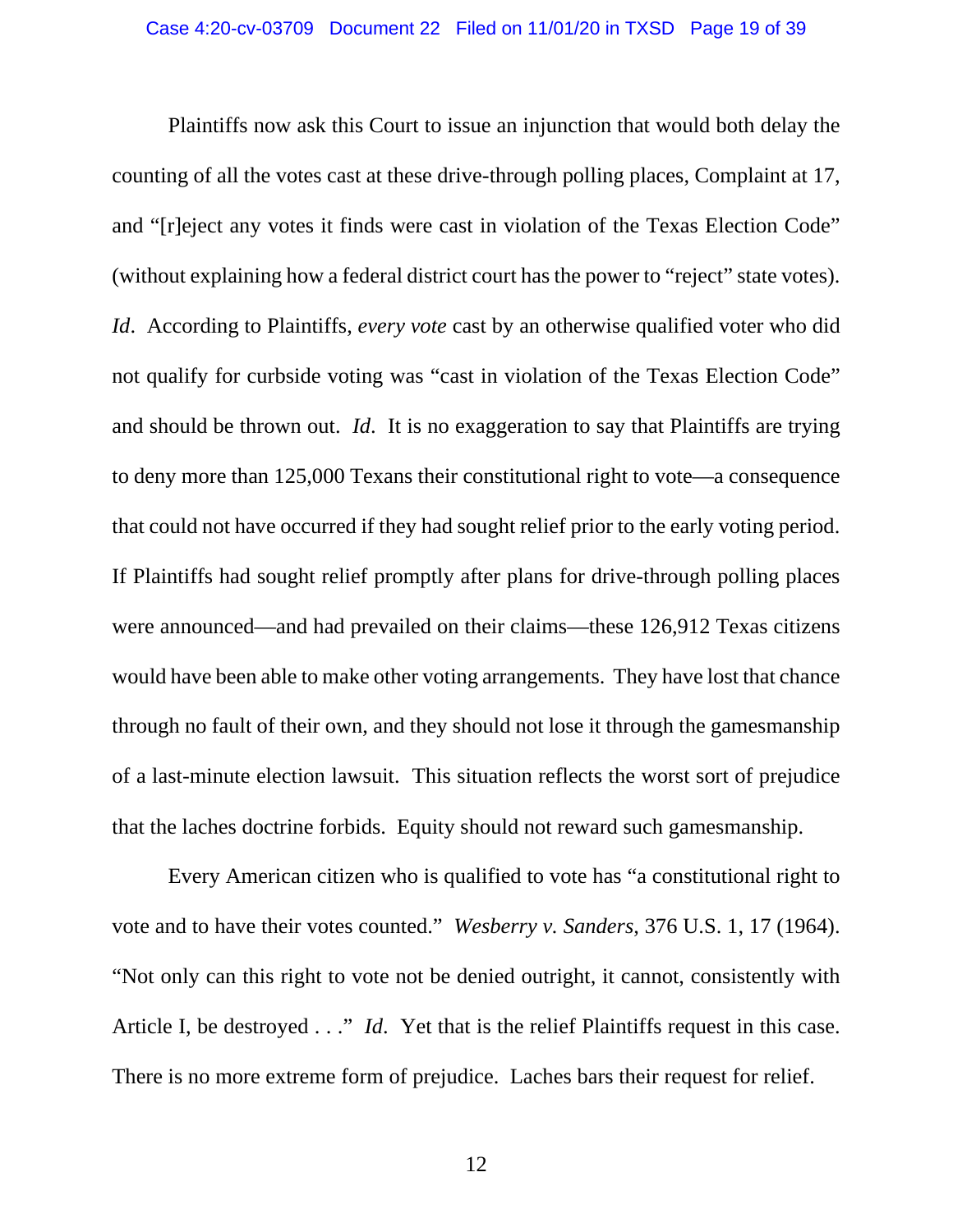Plaintiffs now ask this Court to issue an injunction that would both delay the counting of all the votes cast at these drive-through polling places, Complaint at 17, and "[r]eject any votes it finds were cast in violation of the Texas Election Code" (without explaining how a federal district court has the power to "reject" state votes). *Id*. According to Plaintiffs, *every vote* cast by an otherwise qualified voter who did not qualify for curbside voting was "cast in violation of the Texas Election Code" and should be thrown out. *Id*. It is no exaggeration to say that Plaintiffs are trying to deny more than 125,000 Texans their constitutional right to vote—a consequence that could not have occurred if they had sought relief prior to the early voting period. If Plaintiffs had sought relief promptly after plans for drive-through polling places were announced—and had prevailed on their claims—these 126,912 Texas citizens would have been able to make other voting arrangements. They have lost that chance through no fault of their own, and they should not lose it through the gamesmanship of a last-minute election lawsuit. This situation reflects the worst sort of prejudice that the laches doctrine forbids. Equity should not reward such gamesmanship.

Every American citizen who is qualified to vote has "a constitutional right to vote and to have their votes counted." *Wesberry v. Sanders*, 376 U.S. 1, 17 (1964). "Not only can this right to vote not be denied outright, it cannot, consistently with Article I, be destroyed . . ." *Id*. Yet that is the relief Plaintiffs request in this case. There is no more extreme form of prejudice. Laches bars their request for relief.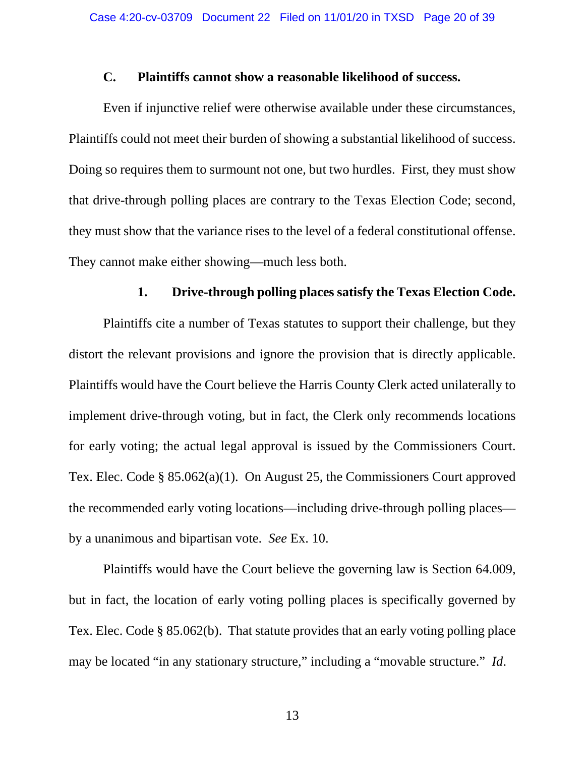### C. Plaintiffs cannot show a reasonable likelihood of success.

Even if injunctive relief were otherwise available under these circumstances, Plaintiffs could not meet their burden of showing a substantial likelihood of success. Doing so requires them to surmount not one, but two hurdles. First, they must show that drive-through polling places are contrary to the Texas Election Code; second, they must show that the variance rises to the level of a federal constitutional offense. They cannot make either showing—much less both.

#### 1. Drive-through polling places satisfy the Texas Election Code.

Plaintiffs cite a number of Texas statutes to support their challenge, but they distort the relevant provisions and ignore the provision that is directly applicable. Plaintiffs would have the Court believe the Harris County Clerk acted unilaterally to implement drive-through voting, but in fact, the Clerk only recommends locations for early voting; the actual legal approval is issued by the Commissioners Court. Tex. Elec. Code § 85.062(a)(1). On August 25, the Commissioners Court approved the recommended early voting locations—including drive-through polling places—by a unanimous and bipartisan vote. *See* Ex. 10.

Plaintiffs would have the Court believe the governing law is Section 64.009, but in fact, the location of early voting polling places is specifically governed by Tex. Elec. Code § 85.062(b). That statute provides that an early voting polling place may be located "in any stationary structure," including a "movable structure." *Id*.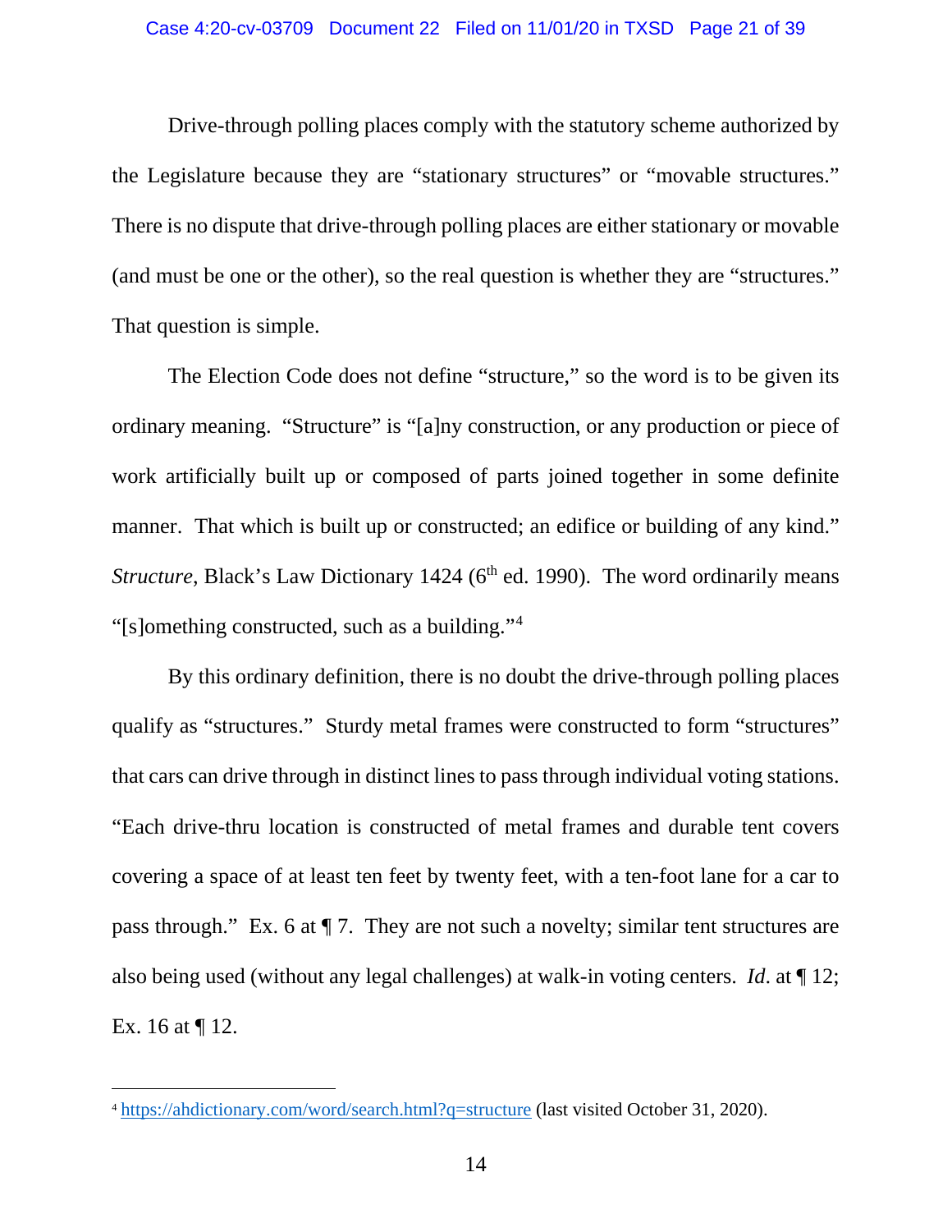Drive-through polling places comply with the statutory scheme authorized by the Legislature because they are "stationary structures" or "movable structures." There is no dispute that drive-through polling places are either stationary or movable (and must be one or the other), so the real question is whether they are "structures." That question is simple.

The Election Code does not define "structure," so the word is to be given its ordinary meaning. "Structure" is "[a]ny construction, or any production or piece of work artificially built up or composed of parts joined together in some definite manner. That which is built up or constructed; an edifice or building of any kind." *Structure*, Black's Law Dictionary 1424 (6th ed. 1990). The word ordinarily means "[s]omething constructed, such as a building."[4]

By this ordinary definition, there is no doubt the drive-through polling places qualify as "structures." Sturdy metal frames were constructed to form "structures" that cars can drive through in distinct lines to pass through individual voting stations. "Each drive-thru location is constructed of metal frames and durable tent covers covering a space of at least ten feet by twenty feet, with a ten-foot lane for a car to pass through." Ex. 6 at ¶ 7. They are not such a novelty; similar tent structures are also being used (without any legal challenges) at walk-in voting centers. *Id*. at ¶ 12; Ex. 16 at ¶ 12.

---

[4] https://ahdictionary.com/word/search.html?q=structure (last visited October 31, 2020).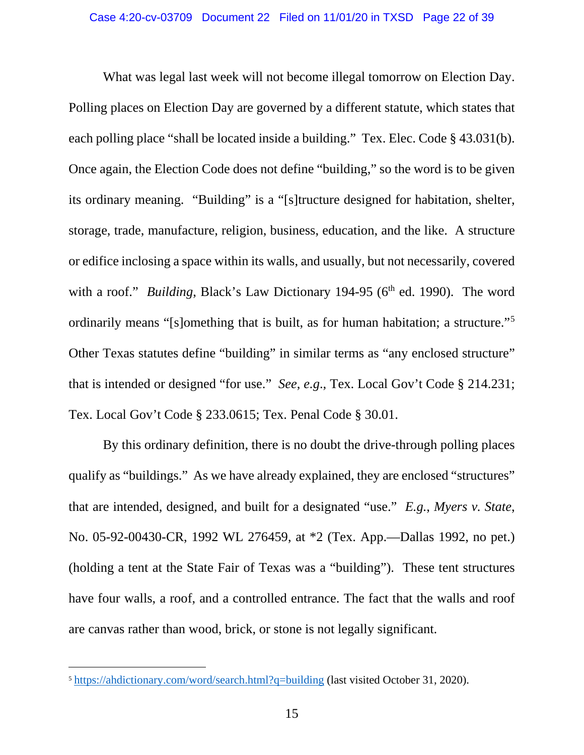What was legal last week will not become illegal tomorrow on Election Day. Polling places on Election Day are governed by a different statute, which states that each polling place "shall be located inside a building." Tex. Elec. Code § 43.031(b). Once again, the Election Code does not define "building," so the word is to be given its ordinary meaning. "Building" is a "[s]tructure designed for habitation, shelter, storage, trade, manufacture, religion, business, education, and the like. A structure or edifice inclosing a space within its walls, and usually, but not necessarily, covered with a roof." *Building*, Black's Law Dictionary 194-95 (6th ed. 1990). The word ordinarily means "[s]omething that is built, as for human habitation; a structure."[5] Other Texas statutes define "building" in similar terms as "any enclosed structure" that is intended or designed "for use." *See, e.g.*, Tex. Local Gov't Code § 214.231; Tex. Local Gov't Code § 233.0615; Tex. Penal Code § 30.01.

By this ordinary definition, there is no doubt the drive-through polling places qualify as "buildings." As we have already explained, they are enclosed "structures" that are intended, designed, and built for a designated "use." *E.g.*, *Myers v. State*, No. 05-92-00430-CR, 1992 WL 276459, at *2 (Tex. App.—Dallas 1992, no pet.) (holding a tent at the State Fair of Texas was a "building"). These tent structures have four walls, a roof, and a controlled entrance. The fact that the walls and roof are canvas rather than wood, brick, or stone is not legally significant.

---

[5] https://ahdictionary.com/word/search.html?q=building (last visited October 31, 2020).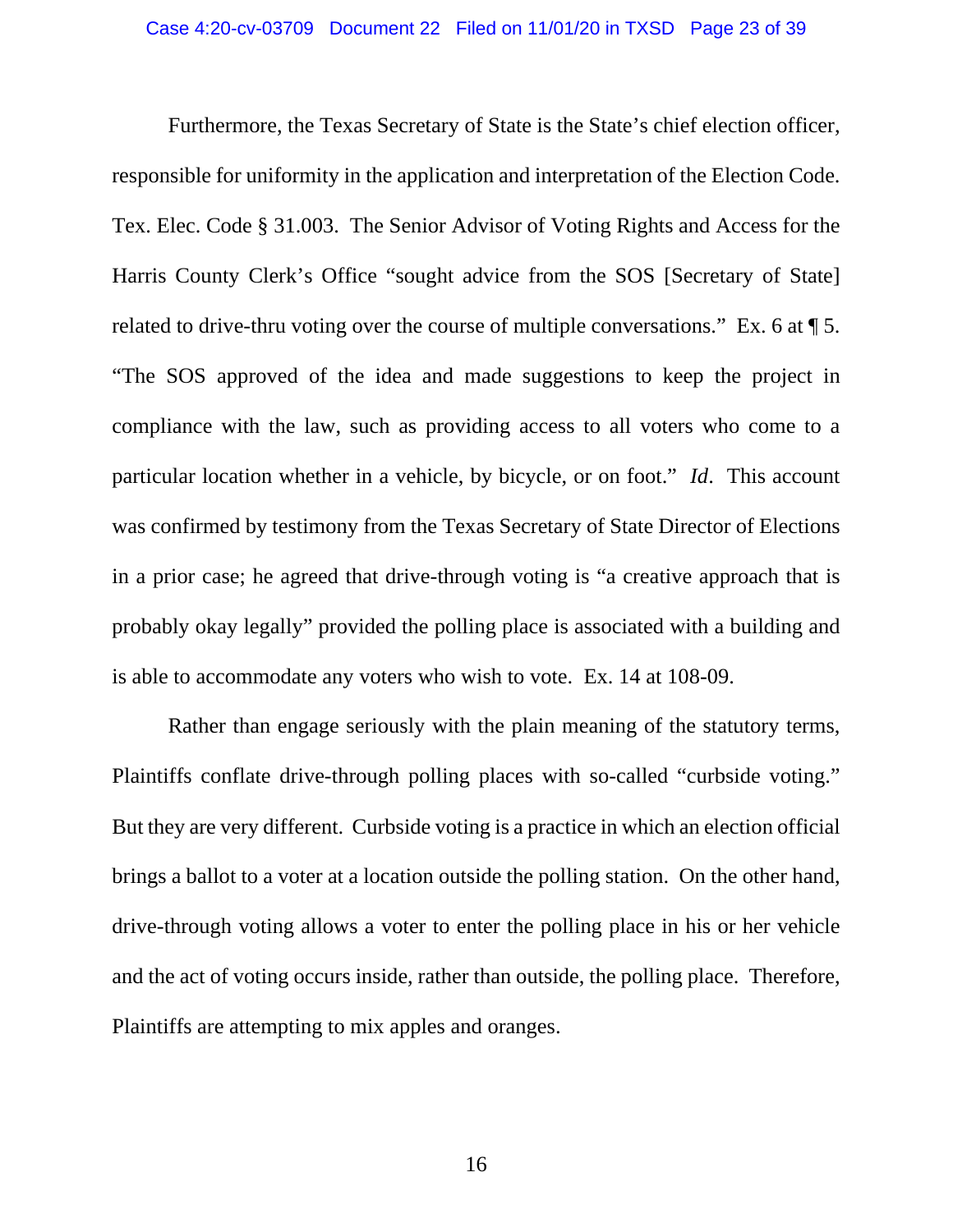Furthermore, the Texas Secretary of State is the State's chief election officer, responsible for uniformity in the application and interpretation of the Election Code. Tex. Elec. Code § 31.003. The Senior Advisor of Voting Rights and Access for the Harris County Clerk's Office "sought advice from the SOS [Secretary of State] related to drive-thru voting over the course of multiple conversations." Ex. 6 at ¶ 5. "The SOS approved of the idea and made suggestions to keep the project in compliance with the law, such as providing access to all voters who come to a particular location whether in a vehicle, by bicycle, or on foot." *Id*. This account was confirmed by testimony from the Texas Secretary of State Director of Elections in a prior case; he agreed that drive-through voting is "a creative approach that is probably okay legally" provided the polling place is associated with a building and is able to accommodate any voters who wish to vote. Ex. 14 at 108-09.

Rather than engage seriously with the plain meaning of the statutory terms, Plaintiffs conflate drive-through polling places with so-called "curbside voting." But they are very different. Curbside voting is a practice in which an election official brings a ballot to a voter at a location outside the polling station. On the other hand, drive-through voting allows a voter to enter the polling place in his or her vehicle and the act of voting occurs inside, rather than outside, the polling place. Therefore, Plaintiffs are attempting to mix apples and oranges.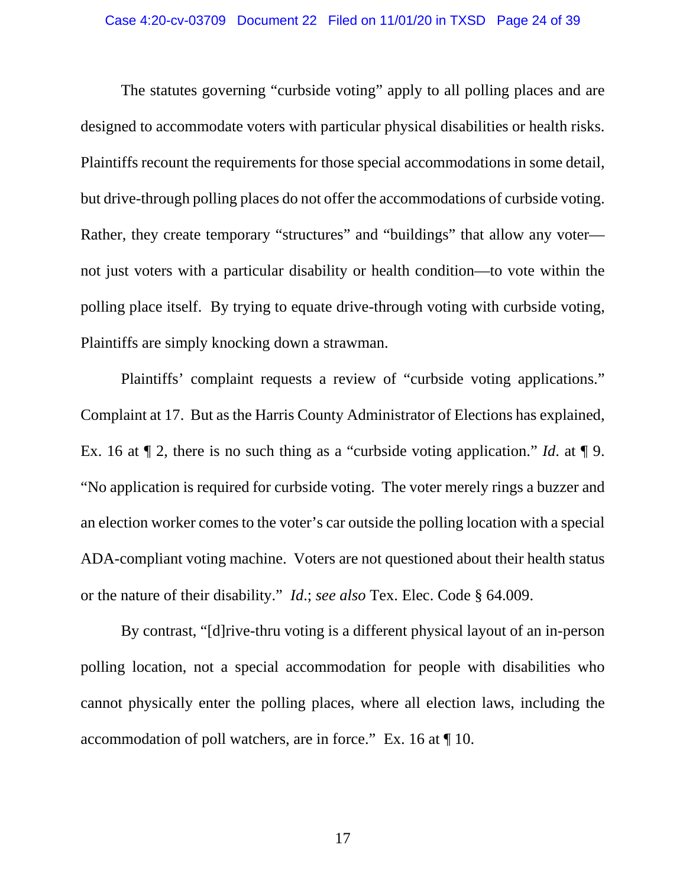The statutes governing "curbside voting" apply to all polling places and are designed to accommodate voters with particular physical disabilities or health risks. Plaintiffs recount the requirements for those special accommodations in some detail, but drive-through polling places do not offer the accommodations of curbside voting. Rather, they create temporary "structures" and "buildings" that allow any voter—not just voters with a particular disability or health condition—to vote within the polling place itself. By trying to equate drive-through voting with curbside voting, Plaintiffs are simply knocking down a strawman.

Plaintiffs' complaint requests a review of "curbside voting applications." Complaint at 17. But as the Harris County Administrator of Elections has explained, Ex. 16 at ¶ 2, there is no such thing as a "curbside voting application." *Id.* at ¶ 9. "No application is required for curbside voting. The voter merely rings a buzzer and an election worker comes to the voter's car outside the polling location with a special ADA-compliant voting machine. Voters are not questioned about their health status or the nature of their disability." *Id.*; *see also* Tex. Elec. Code § 64.009.

By contrast, "[d]rive-thru voting is a different physical layout of an in-person polling location, not a special accommodation for people with disabilities who cannot physically enter the polling places, where all election laws, including the accommodation of poll watchers, are in force." Ex. 16 at ¶ 10.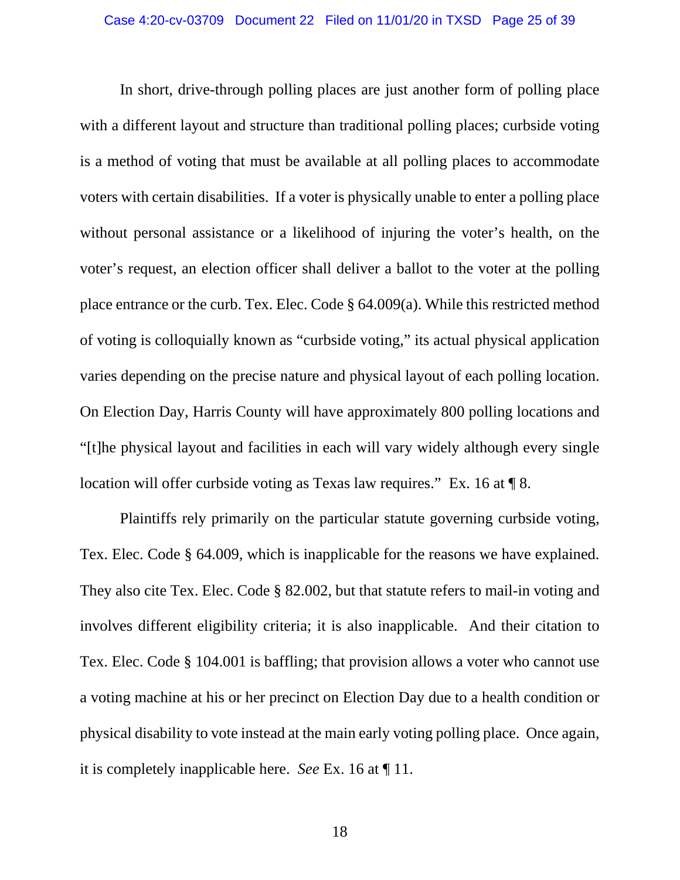In short, drive-through polling places are just another form of polling place with a different layout and structure than traditional polling places; curbside voting is a method of voting that must be available at all polling places to accommodate voters with certain disabilities. If a voter is physically unable to enter a polling place without personal assistance or a likelihood of injuring the voter's health, on the voter's request, an election officer shall deliver a ballot to the voter at the polling place entrance or the curb. Tex. Elec. Code § 64.009(a). While this restricted method of voting is colloquially known as "curbside voting," its actual physical application varies depending on the precise nature and physical layout of each polling location. On Election Day, Harris County will have approximately 800 polling locations and "[t]he physical layout and facilities in each will vary widely although every single location will offer curbside voting as Texas law requires." Ex. 16 at ¶ 8.

Plaintiffs rely primarily on the particular statute governing curbside voting, Tex. Elec. Code § 64.009, which is inapplicable for the reasons we have explained. They also cite Tex. Elec. Code § 82.002, but that statute refers to mail-in voting and involves different eligibility criteria; it is also inapplicable. And their citation to Tex. Elec. Code § 104.001 is baffling; that provision allows a voter who cannot use a voting machine at his or her precinct on Election Day due to a health condition or physical disability to vote instead at the main early voting polling place. Once again, it is completely inapplicable here. *See* Ex. 16 at ¶ 11.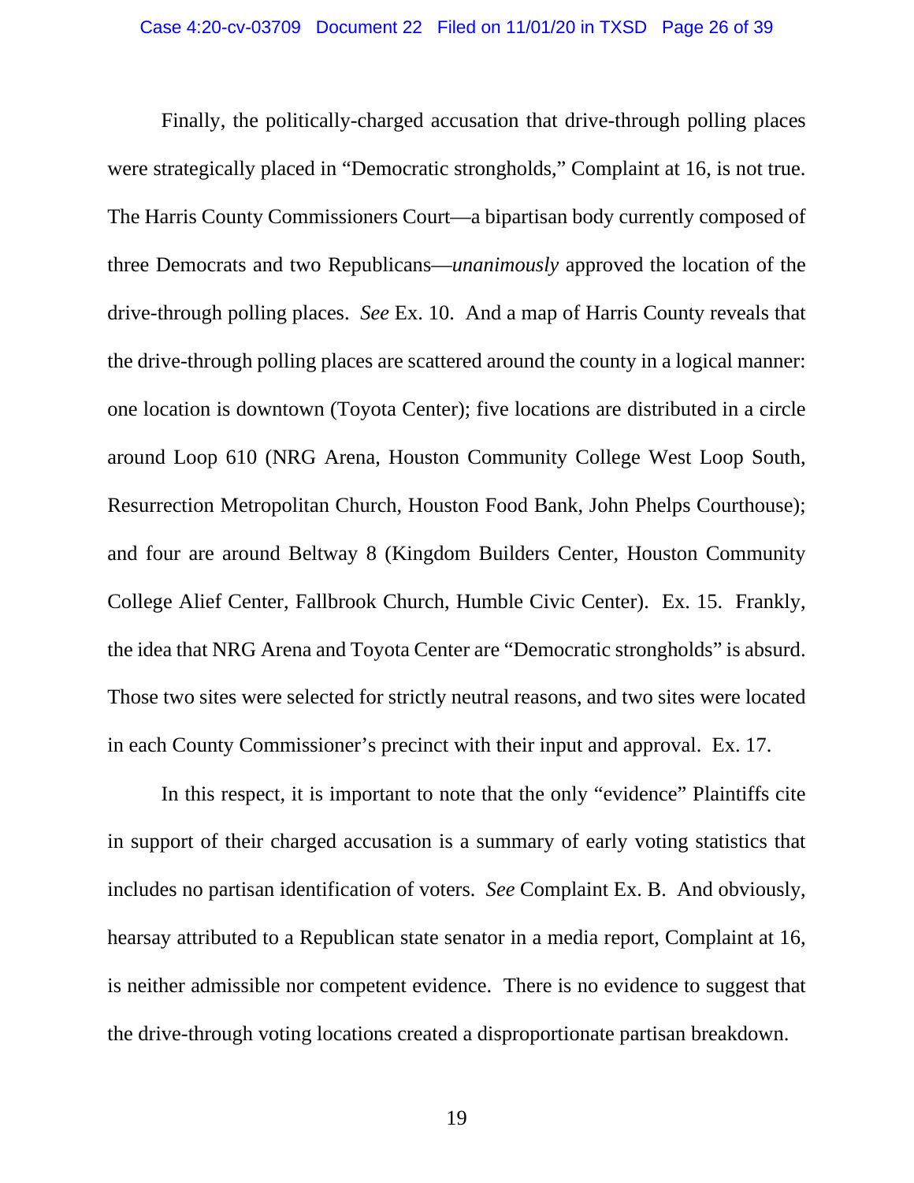Finally, the politically-charged accusation that drive-through polling places were strategically placed in "Democratic strongholds," Complaint at 16, is not true. The Harris County Commissioners Court—a bipartisan body currently composed of three Democrats and two Republicans—*unanimously* approved the location of the drive-through polling places. *See* Ex. 10. And a map of Harris County reveals that the drive-through polling places are scattered around the county in a logical manner: one location is downtown (Toyota Center); five locations are distributed in a circle around Loop 610 (NRG Arena, Houston Community College West Loop South, Resurrection Metropolitan Church, Houston Food Bank, John Phelps Courthouse); and four are around Beltway 8 (Kingdom Builders Center, Houston Community College Alief Center, Fallbrook Church, Humble Civic Center). Ex. 15. Frankly, the idea that NRG Arena and Toyota Center are "Democratic strongholds" is absurd. Those two sites were selected for strictly neutral reasons, and two sites were located in each County Commissioner's precinct with their input and approval. Ex. 17.

In this respect, it is important to note that the only "evidence" Plaintiffs cite in support of their charged accusation is a summary of early voting statistics that includes no partisan identification of voters. *See* Complaint Ex. B. And obviously, hearsay attributed to a Republican state senator in a media report, Complaint at 16, is neither admissible nor competent evidence. There is no evidence to suggest that the drive-through voting locations created a disproportionate partisan breakdown.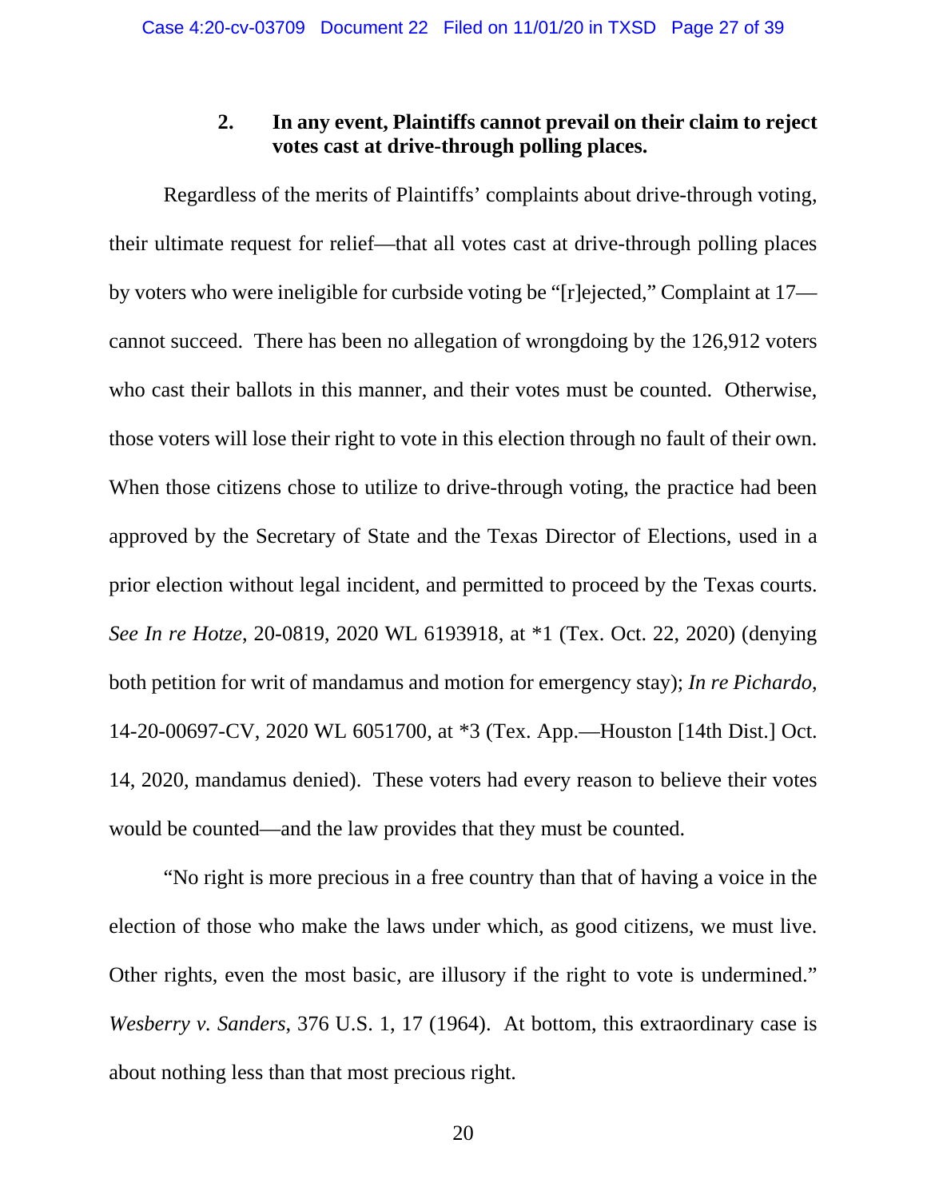### 2. In any event, Plaintiffs cannot prevail on their claim to reject votes cast at drive-through polling places.

Regardless of the merits of Plaintiffs' complaints about drive-through voting, their ultimate request for relief—that all votes cast at drive-through polling places by voters who were ineligible for curbside voting be "[r]ejected," Complaint at 17—cannot succeed. There has been no allegation of wrongdoing by the 126,912 voters who cast their ballots in this manner, and their votes must be counted. Otherwise, those voters will lose their right to vote in this election through no fault of their own. When those citizens chose to utilize to drive-through voting, the practice had been approved by the Secretary of State and the Texas Director of Elections, used in a prior election without legal incident, and permitted to proceed by the Texas courts. *See In re Hotze*, 20-0819, 2020 WL 6193918, at *1 (Tex. Oct. 22, 2020) (denying both petition for writ of mandamus and motion for emergency stay); *In re Pichardo*, 14-20-00697-CV, 2020 WL 6051700, at *3 (Tex. App.—Houston [14th Dist.] Oct. 14, 2020, mandamus denied). These voters had every reason to believe their votes would be counted—and the law provides that they must be counted.

"No right is more precious in a free country than that of having a voice in the election of those who make the laws under which, as good citizens, we must live. Other rights, even the most basic, are illusory if the right to vote is undermined." *Wesberry v. Sanders*, 376 U.S. 1, 17 (1964). At bottom, this extraordinary case is about nothing less than that most precious right.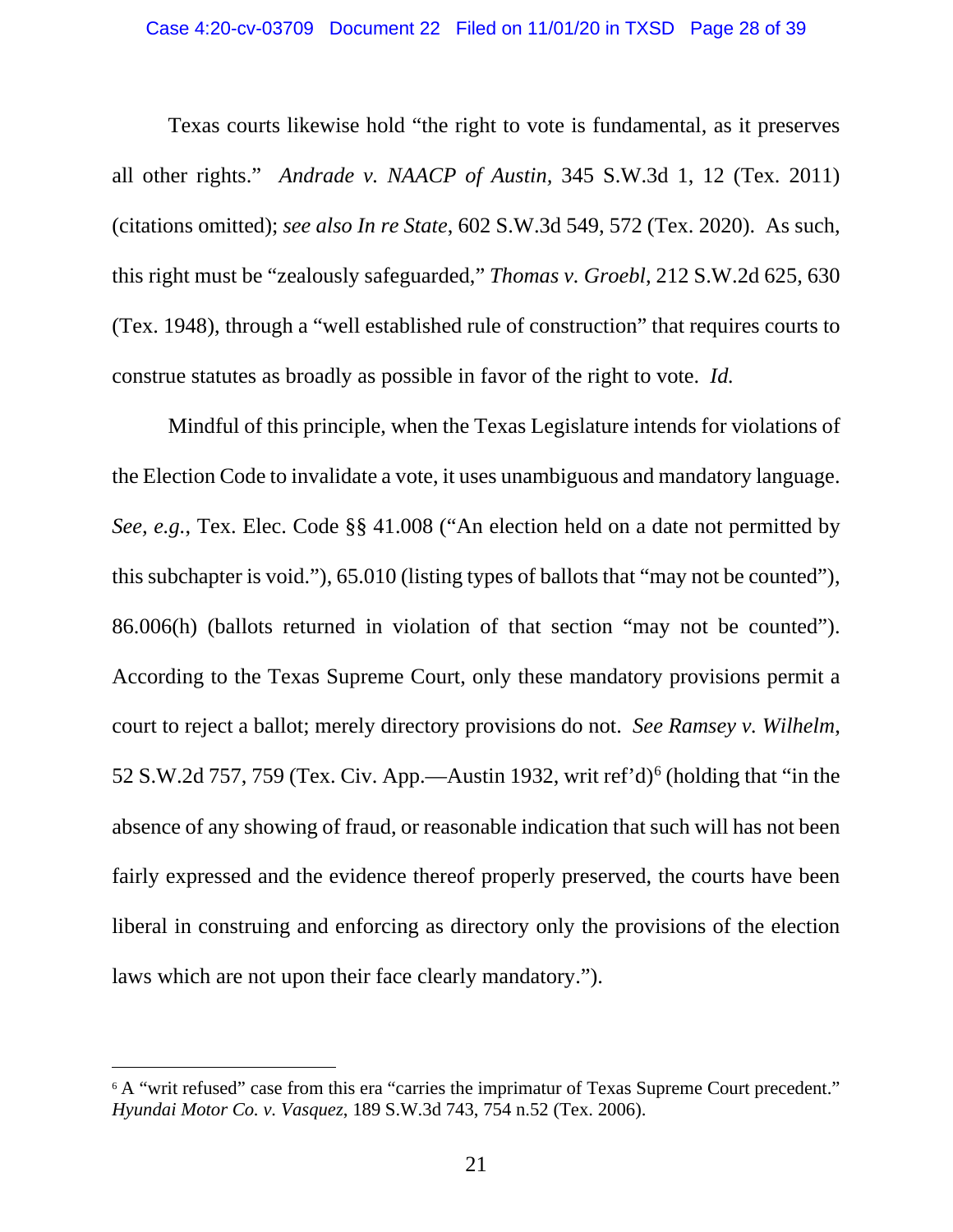Texas courts likewise hold "the right to vote is fundamental, as it preserves all other rights." *Andrade v. NAACP of Austin*, 345 S.W.3d 1, 12 (Tex. 2011) (citations omitted); *see also In re State*, 602 S.W.3d 549, 572 (Tex. 2020). As such, this right must be "zealously safeguarded," *Thomas v. Groebl*, 212 S.W.2d 625, 630 (Tex. 1948), through a "well established rule of construction" that requires courts to construe statutes as broadly as possible in favor of the right to vote. *Id.*

Mindful of this principle, when the Texas Legislature intends for violations of the Election Code to invalidate a vote, it uses unambiguous and mandatory language. *See, e.g.*, Tex. Elec. Code §§ 41.008 ("An election held on a date not permitted by this subchapter is void."), 65.010 (listing types of ballots that "may not be counted"), 86.006(h) (ballots returned in violation of that section "may not be counted"). According to the Texas Supreme Court, only these mandatory provisions permit a court to reject a ballot; merely directory provisions do not. *See Ramsey v. Wilhelm*, 52 S.W.2d 757, 759 (Tex. Civ. App.—Austin 1932, writ ref'd)[6] (holding that "in the absence of any showing of fraud, or reasonable indication that such will has not been fairly expressed and the evidence thereof properly preserved, the courts have been liberal in construing and enforcing as directory only the provisions of the election laws which are not upon their face clearly mandatory.").

---

[6] A "writ refused" case from this era "carries the imprimatur of Texas Supreme Court precedent." *Hyundai Motor Co. v. Vasquez*, 189 S.W.3d 743, 754 n.52 (Tex. 2006).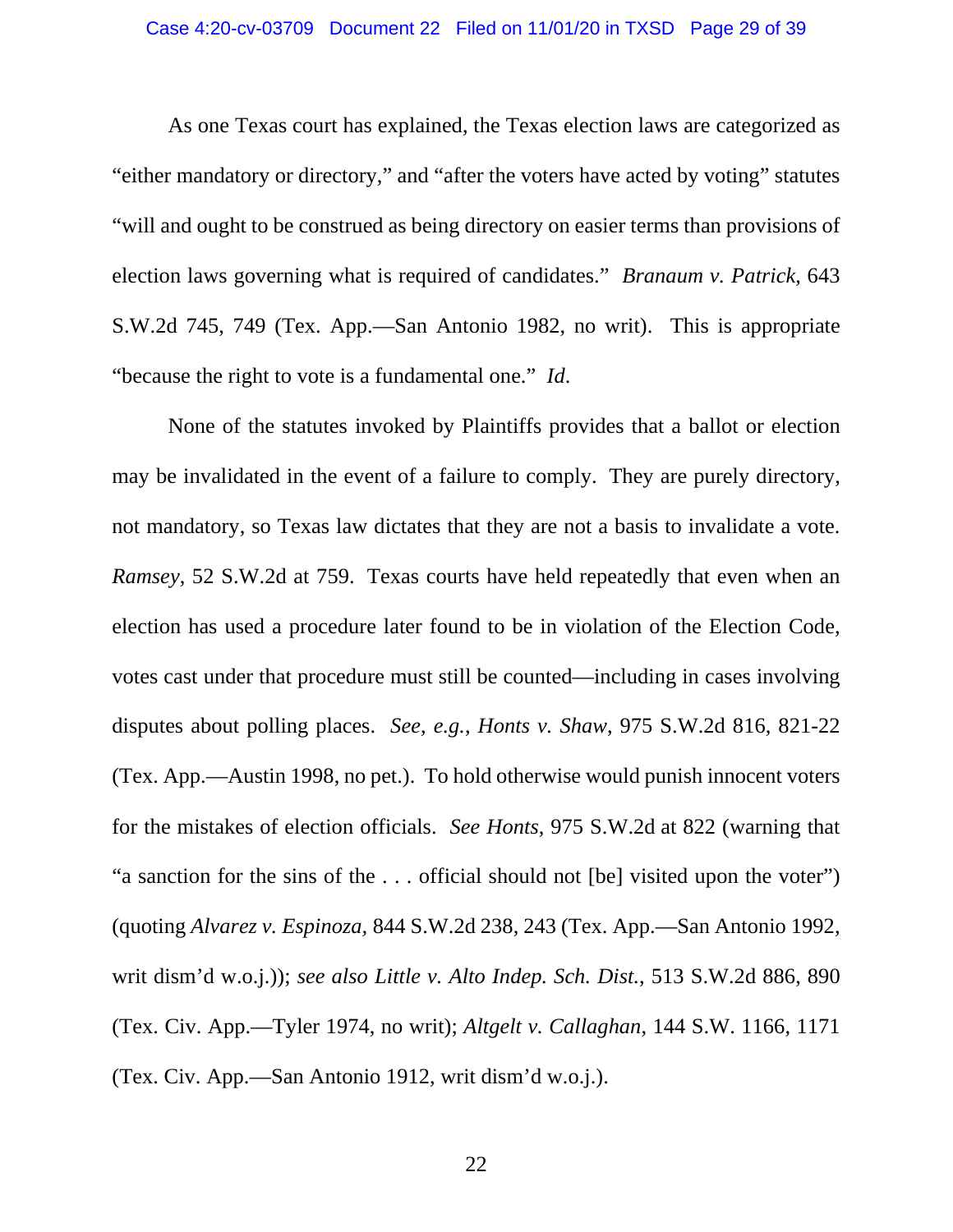As one Texas court has explained, the Texas election laws are categorized as "either mandatory or directory," and "after the voters have acted by voting" statutes "will and ought to be construed as being directory on easier terms than provisions of election laws governing what is required of candidates." *Branaum v. Patrick*, 643 S.W.2d 745, 749 (Tex. App.—San Antonio 1982, no writ). This is appropriate "because the right to vote is a fundamental one." *Id*.

None of the statutes invoked by Plaintiffs provides that a ballot or election may be invalidated in the event of a failure to comply. They are purely directory, not mandatory, so Texas law dictates that they are not a basis to invalidate a vote. *Ramsey*, 52 S.W.2d at 759. Texas courts have held repeatedly that even when an election has used a procedure later found to be in violation of the Election Code, votes cast under that procedure must still be counted—including in cases involving disputes about polling places. *See, e.g.*, *Honts v. Shaw*, 975 S.W.2d 816, 821-22 (Tex. App.—Austin 1998, no pet.). To hold otherwise would punish innocent voters for the mistakes of election officials. *See Honts*, 975 S.W.2d at 822 (warning that "a sanction for the sins of the . . . official should not [be] visited upon the voter") (quoting *Alvarez v. Espinoza,* 844 S.W.2d 238, 243 (Tex. App.—San Antonio 1992, writ dism'd w.o.j.)); *see also Little v. Alto Indep. Sch. Dist.*, 513 S.W.2d 886, 890 (Tex. Civ. App.—Tyler 1974, no writ); *Altgelt v. Callaghan*, 144 S.W. 1166, 1171 (Tex. Civ. App.—San Antonio 1912, writ dism'd w.o.j.).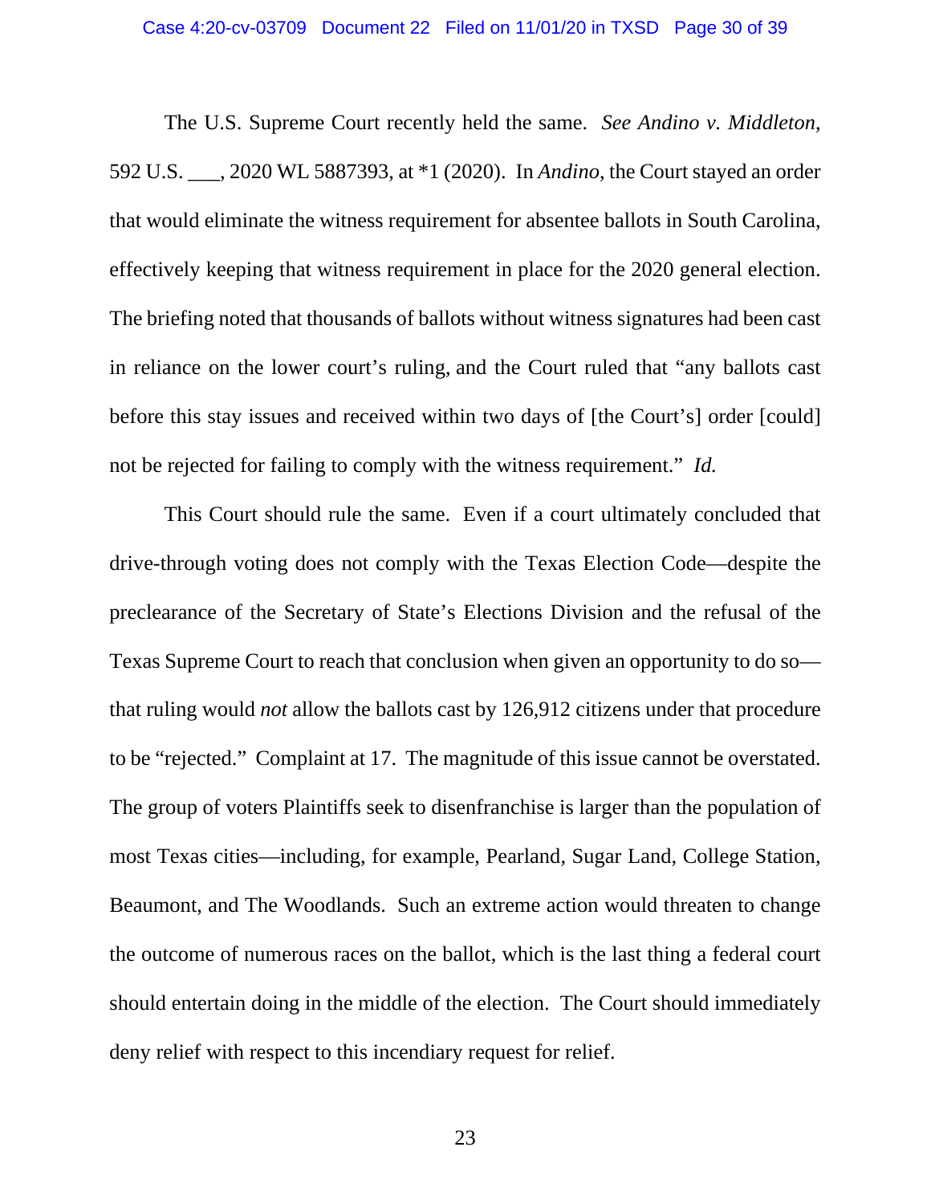The U.S. Supreme Court recently held the same. *See Andino v. Middleton*, 592 U.S. ___, 2020 WL 5887393, at *1 (2020). In *Andino*, the Court stayed an order that would eliminate the witness requirement for absentee ballots in South Carolina, effectively keeping that witness requirement in place for the 2020 general election. The briefing noted that thousands of ballots without witness signatures had been cast in reliance on the lower court's ruling, and the Court ruled that "any ballots cast before this stay issues and received within two days of [the Court's] order [could] not be rejected for failing to comply with the witness requirement." *Id.*

This Court should rule the same. Even if a court ultimately concluded that drive-through voting does not comply with the Texas Election Code—despite the preclearance of the Secretary of State's Elections Division and the refusal of the Texas Supreme Court to reach that conclusion when given an opportunity to do so—that ruling would *not* allow the ballots cast by 126,912 citizens under that procedure to be "rejected." Complaint at 17. The magnitude of this issue cannot be overstated. The group of voters Plaintiffs seek to disenfranchise is larger than the population of most Texas cities—including, for example, Pearland, Sugar Land, College Station, Beaumont, and The Woodlands. Such an extreme action would threaten to change the outcome of numerous races on the ballot, which is the last thing a federal court should entertain doing in the middle of the election. The Court should immediately deny relief with respect to this incendiary request for relief.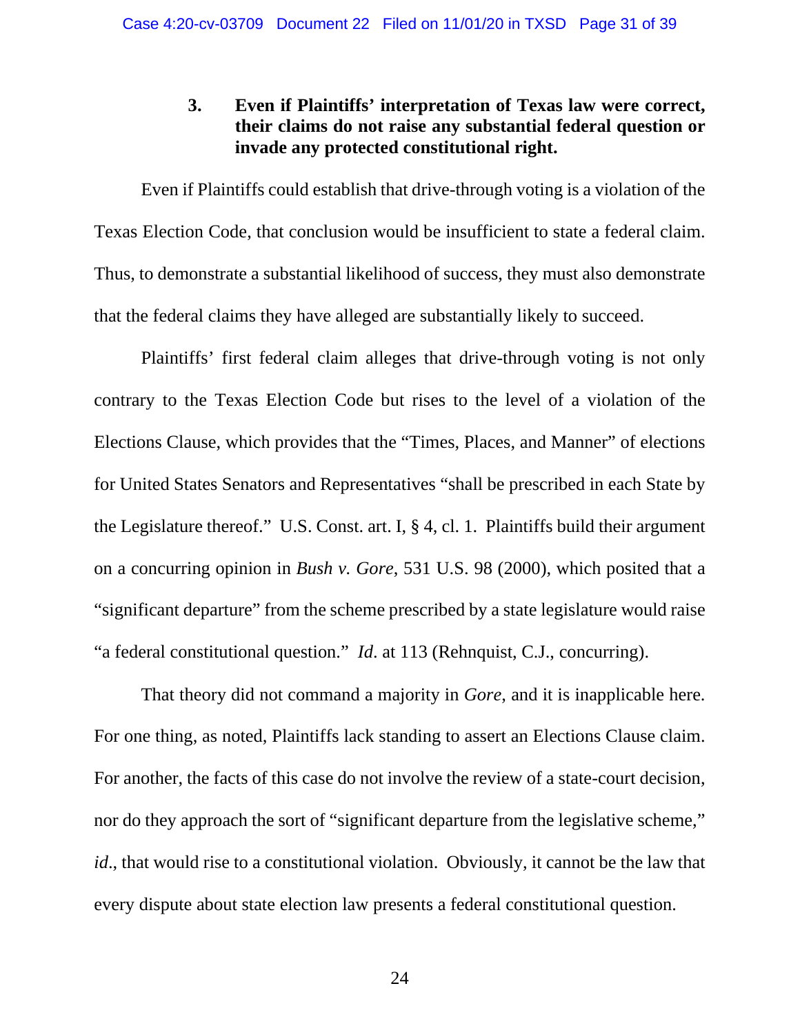### 3. Even if Plaintiffs' interpretation of Texas law were correct, their claims do not raise any substantial federal question or invade any protected constitutional right.

Even if Plaintiffs could establish that drive-through voting is a violation of the Texas Election Code, that conclusion would be insufficient to state a federal claim. Thus, to demonstrate a substantial likelihood of success, they must also demonstrate that the federal claims they have alleged are substantially likely to succeed.

Plaintiffs' first federal claim alleges that drive-through voting is not only contrary to the Texas Election Code but rises to the level of a violation of the Elections Clause, which provides that the "Times, Places, and Manner" of elections for United States Senators and Representatives "shall be prescribed in each State by the Legislature thereof." U.S. Const. art. I, § 4, cl. 1. Plaintiffs build their argument on a concurring opinion in *Bush v. Gore*, 531 U.S. 98 (2000), which posited that a "significant departure" from the scheme prescribed by a state legislature would raise "a federal constitutional question." *Id*. at 113 (Rehnquist, C.J., concurring).

That theory did not command a majority in *Gore*, and it is inapplicable here. For one thing, as noted, Plaintiffs lack standing to assert an Elections Clause claim. For another, the facts of this case do not involve the review of a state-court decision, nor do they approach the sort of "significant departure from the legislative scheme," *id*., that would rise to a constitutional violation. Obviously, it cannot be the law that every dispute about state election law presents a federal constitutional question.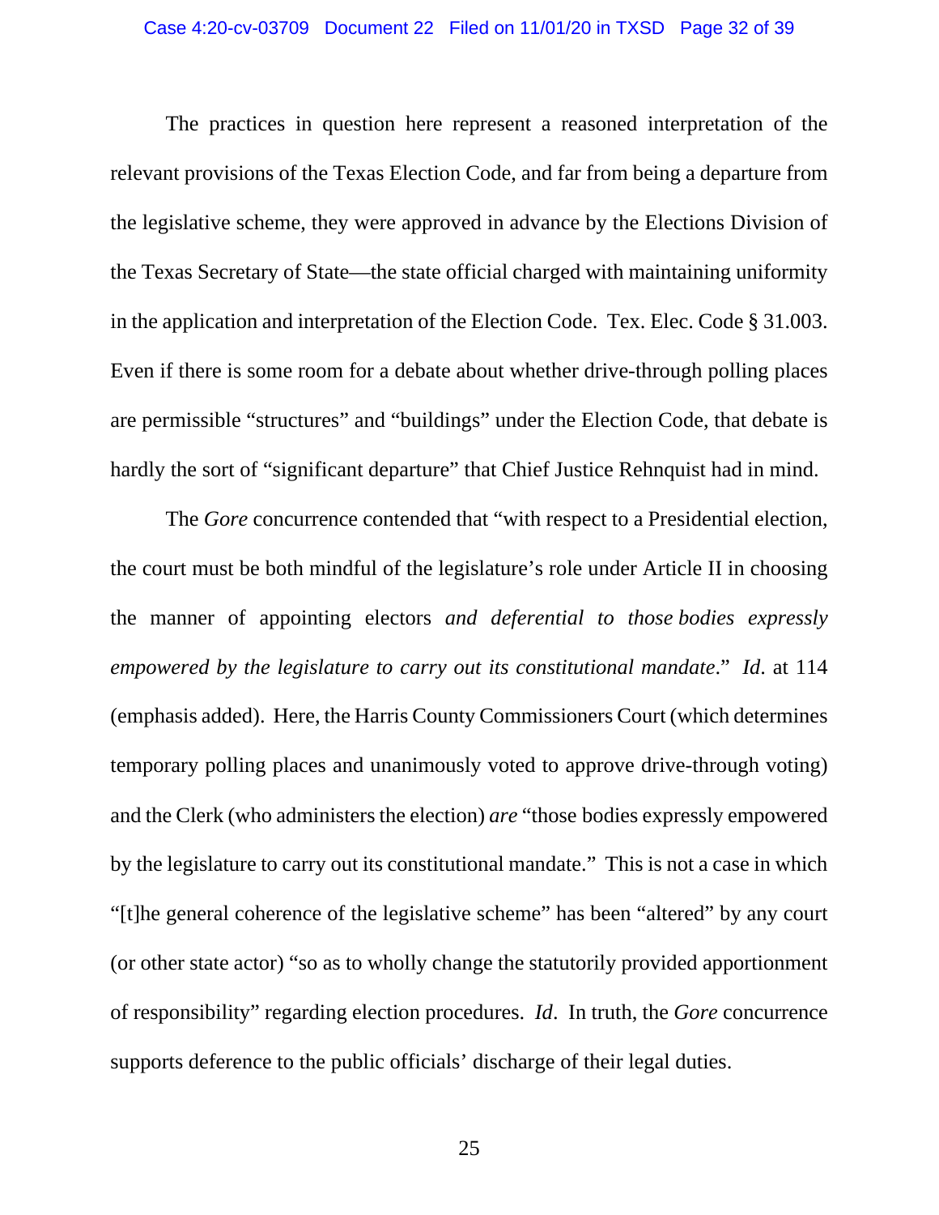The practices in question here represent a reasoned interpretation of the relevant provisions of the Texas Election Code, and far from being a departure from the legislative scheme, they were approved in advance by the Elections Division of the Texas Secretary of State—the state official charged with maintaining uniformity in the application and interpretation of the Election Code. Tex. Elec. Code § 31.003. Even if there is some room for a debate about whether drive-through polling places are permissible "structures" and "buildings" under the Election Code, that debate is hardly the sort of "significant departure" that Chief Justice Rehnquist had in mind.

The *Gore* concurrence contended that "with respect to a Presidential election, the court must be both mindful of the legislature's role under Article II in choosing the manner of appointing electors *and deferential to those bodies expressly empowered by the legislature to carry out its constitutional mandate*." *Id*. at 114 (emphasis added). Here, the Harris County Commissioners Court (which determines temporary polling places and unanimously voted to approve drive-through voting) and the Clerk (who administers the election) *are* "those bodies expressly empowered by the legislature to carry out its constitutional mandate." This is not a case in which "[t]he general coherence of the legislative scheme" has been "altered" by any court (or other state actor) "so as to wholly change the statutorily provided apportionment of responsibility" regarding election procedures. *Id*. In truth, the *Gore* concurrence supports deference to the public officials' discharge of their legal duties.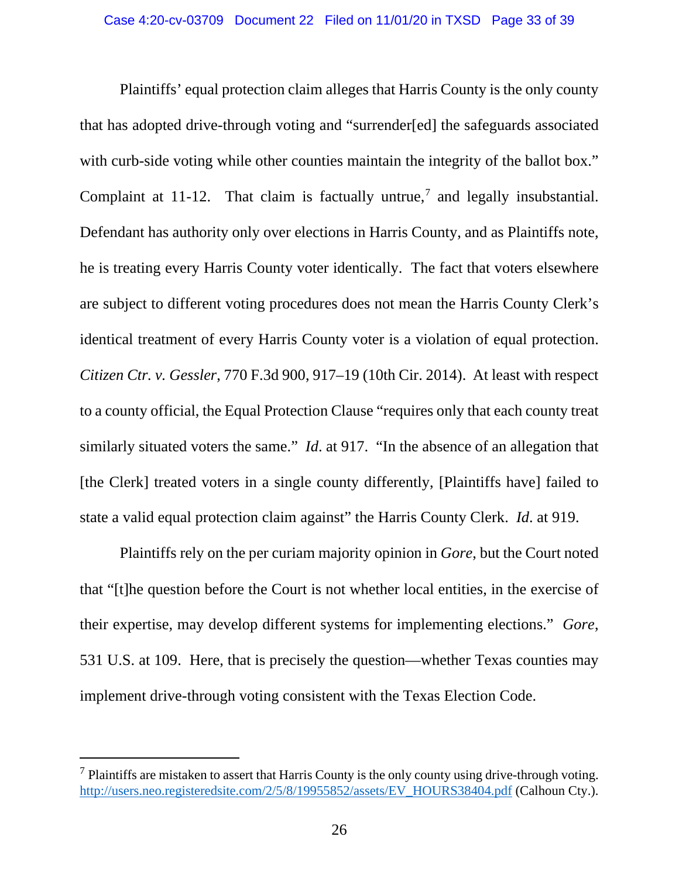Plaintiffs' equal protection claim alleges that Harris County is the only county that has adopted drive-through voting and "surrender[ed] the safeguards associated with curb-side voting while other counties maintain the integrity of the ballot box." Complaint at 11-12. That claim is factually untrue,[7] and legally insubstantial. Defendant has authority only over elections in Harris County, and as Plaintiffs note, he is treating every Harris County voter identically. The fact that voters elsewhere are subject to different voting procedures does not mean the Harris County Clerk's identical treatment of every Harris County voter is a violation of equal protection. *Citizen Ctr. v. Gessler*, 770 F.3d 900, 917–19 (10th Cir. 2014). At least with respect to a county official, the Equal Protection Clause "requires only that each county treat similarly situated voters the same." *Id*. at 917. "In the absence of an allegation that [the Clerk] treated voters in a single county differently, [Plaintiffs have] failed to state a valid equal protection claim against" the Harris County Clerk. *Id*. at 919.

Plaintiffs rely on the per curiam majority opinion in *Gore*, but the Court noted that "[t]he question before the Court is not whether local entities, in the exercise of their expertise, may develop different systems for implementing elections." *Gore*, 531 U.S. at 109. Here, that is precisely the question—whether Texas counties may implement drive-through voting consistent with the Texas Election Code.

---

[7] Plaintiffs are mistaken to assert that Harris County is the only county using drive-through voting. http://users.neo.registeredsite.com/2/5/8/19955852/assets/EV_HOURS38404.pdf (Calhoun Cty.).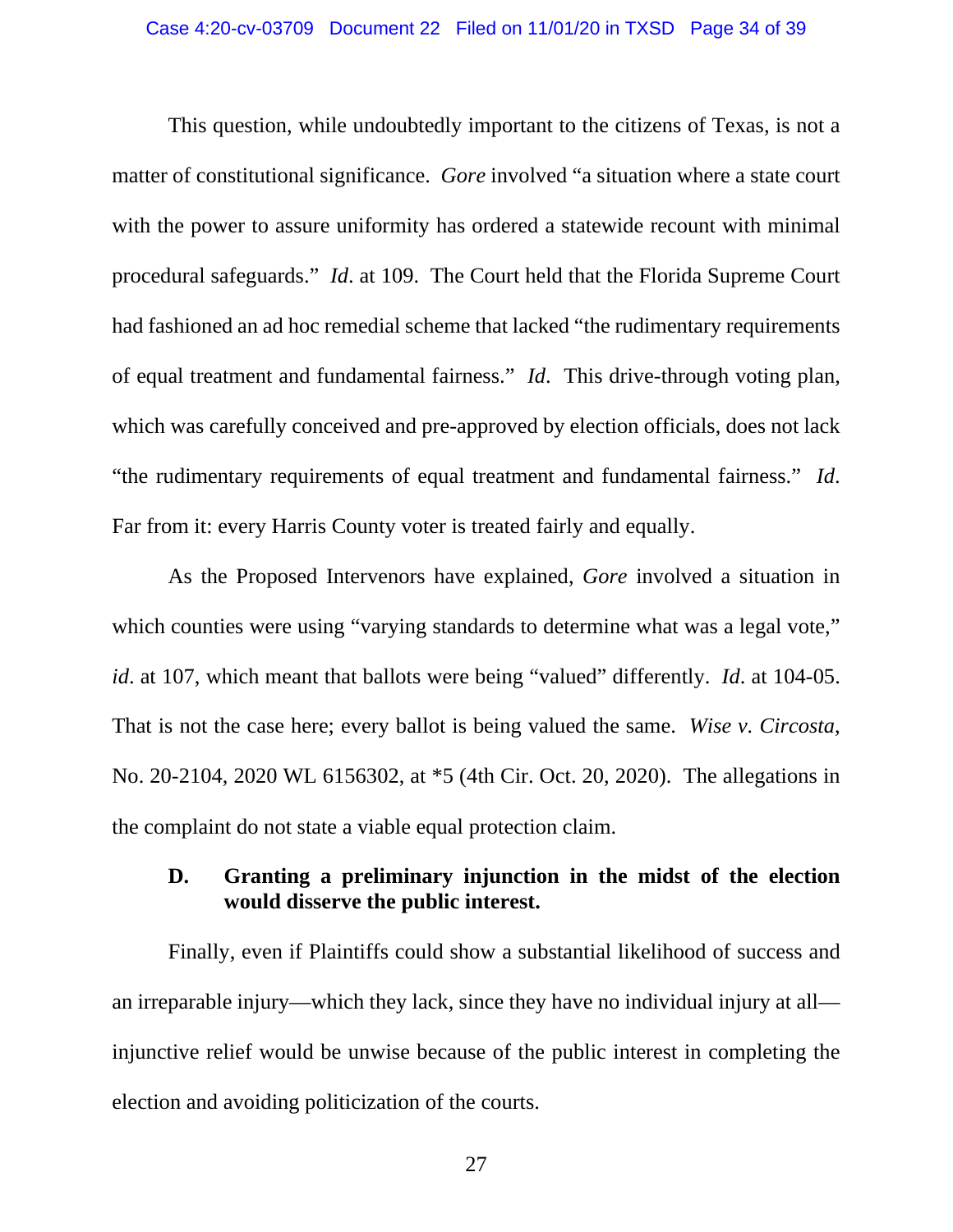This question, while undoubtedly important to the citizens of Texas, is not a matter of constitutional significance. *Gore* involved "a situation where a state court with the power to assure uniformity has ordered a statewide recount with minimal procedural safeguards." *Id*. at 109. The Court held that the Florida Supreme Court had fashioned an ad hoc remedial scheme that lacked "the rudimentary requirements of equal treatment and fundamental fairness." *Id*. This drive-through voting plan, which was carefully conceived and pre-approved by election officials, does not lack "the rudimentary requirements of equal treatment and fundamental fairness." *Id*. Far from it: every Harris County voter is treated fairly and equally.

As the Proposed Intervenors have explained, *Gore* involved a situation in which counties were using "varying standards to determine what was a legal vote," *id*. at 107, which meant that ballots were being "valued" differently. *Id*. at 104-05. That is not the case here; every ballot is being valued the same. *Wise v. Circosta*, No. 20-2104, 2020 WL 6156302, at *5 (4th Cir. Oct. 20, 2020). The allegations in the complaint do not state a viable equal protection claim.

### D. Granting a preliminary injunction in the midst of the election would disserve the public interest.

Finally, even if Plaintiffs could show a substantial likelihood of success and an irreparable injury—which they lack, since they have no individual injury at all—injunctive relief would be unwise because of the public interest in completing the election and avoiding politicization of the courts.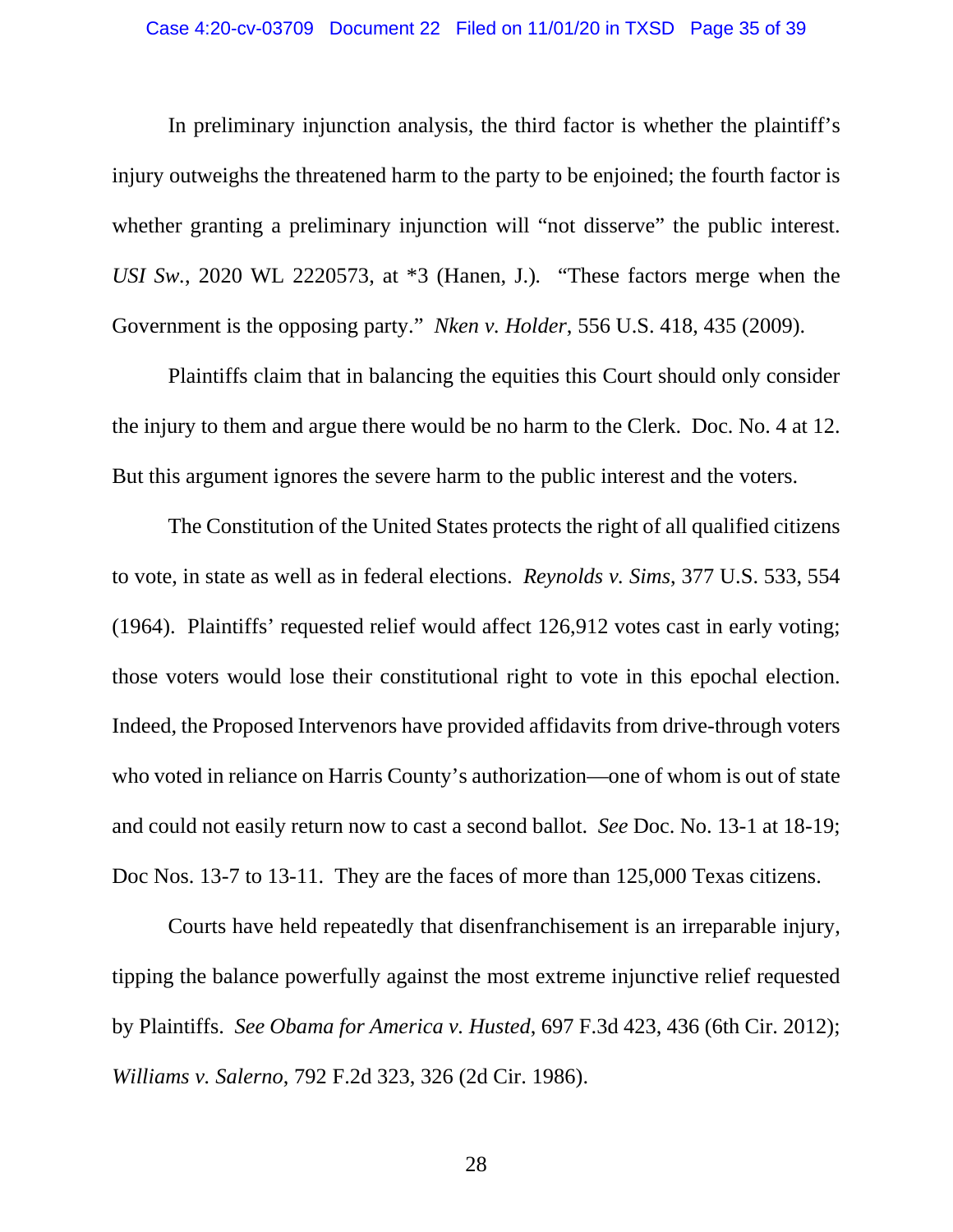In preliminary injunction analysis, the third factor is whether the plaintiff's injury outweighs the threatened harm to the party to be enjoined; the fourth factor is whether granting a preliminary injunction will "not disserve" the public interest. *USI Sw.*, 2020 WL 2220573, at *3 (Hanen, J.). "These factors merge when the Government is the opposing party." *Nken v. Holder*, 556 U.S. 418, 435 (2009).

Plaintiffs claim that in balancing the equities this Court should only consider the injury to them and argue there would be no harm to the Clerk. Doc. No. 4 at 12. But this argument ignores the severe harm to the public interest and the voters.

The Constitution of the United States protects the right of all qualified citizens to vote, in state as well as in federal elections. *Reynolds v. Sims*, 377 U.S. 533, 554 (1964). Plaintiffs' requested relief would affect 126,912 votes cast in early voting; those voters would lose their constitutional right to vote in this epochal election. Indeed, the Proposed Intervenors have provided affidavits from drive-through voters who voted in reliance on Harris County's authorization—one of whom is out of state and could not easily return now to cast a second ballot. *See* Doc. No. 13-1 at 18-19; Doc Nos. 13-7 to 13-11. They are the faces of more than 125,000 Texas citizens.

Courts have held repeatedly that disenfranchisement is an irreparable injury, tipping the balance powerfully against the most extreme injunctive relief requested by Plaintiffs. *See Obama for America v. Husted*, 697 F.3d 423, 436 (6th Cir. 2012); *Williams v. Salerno*, 792 F.2d 323, 326 (2d Cir. 1986).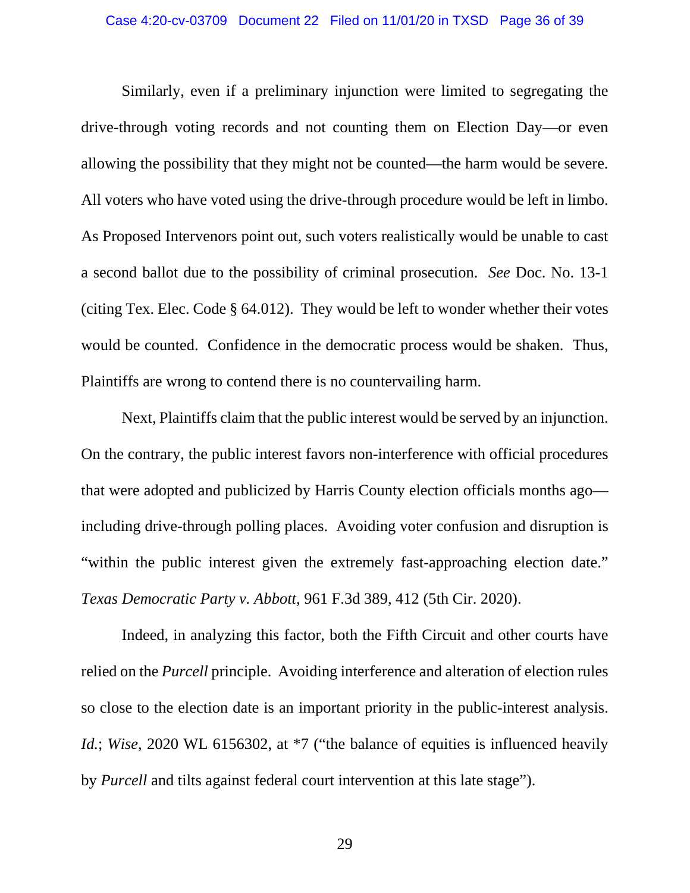Similarly, even if a preliminary injunction were limited to segregating the drive-through voting records and not counting them on Election Day—or even allowing the possibility that they might not be counted—the harm would be severe. All voters who have voted using the drive-through procedure would be left in limbo. As Proposed Intervenors point out, such voters realistically would be unable to cast a second ballot due to the possibility of criminal prosecution. *See* Doc. No. 13-1 (citing Tex. Elec. Code § 64.012). They would be left to wonder whether their votes would be counted. Confidence in the democratic process would be shaken. Thus, Plaintiffs are wrong to contend there is no countervailing harm.

Next, Plaintiffs claim that the public interest would be served by an injunction. On the contrary, the public interest favors non-interference with official procedures that were adopted and publicized by Harris County election officials months ago—including drive-through polling places. Avoiding voter confusion and disruption is "within the public interest given the extremely fast-approaching election date." *Texas Democratic Party v. Abbott*, 961 F.3d 389, 412 (5th Cir. 2020).

Indeed, in analyzing this factor, both the Fifth Circuit and other courts have relied on the *Purcell* principle. Avoiding interference and alteration of election rules so close to the election date is an important priority in the public-interest analysis. *Id.*; *Wise*, 2020 WL 6156302, at *7 ("the balance of equities is influenced heavily by *Purcell* and tilts against federal court intervention at this late stage").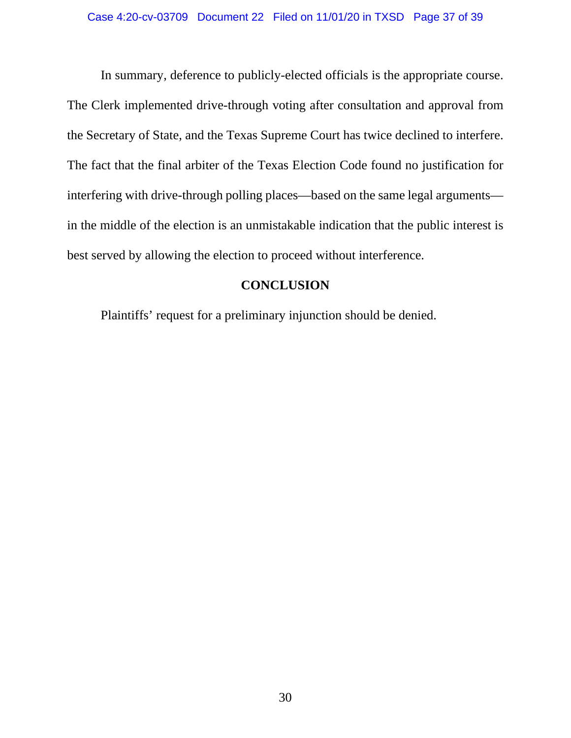In summary, deference to publicly-elected officials is the appropriate course. The Clerk implemented drive-through voting after consultation and approval from the Secretary of State, and the Texas Supreme Court has twice declined to interfere. The fact that the final arbiter of the Texas Election Code found no justification for interfering with drive-through polling places—based on the same legal arguments—in the middle of the election is an unmistakable indication that the public interest is best served by allowing the election to proceed without interference.

## CONCLUSION

Plaintiffs' request for a preliminary injunction should be denied.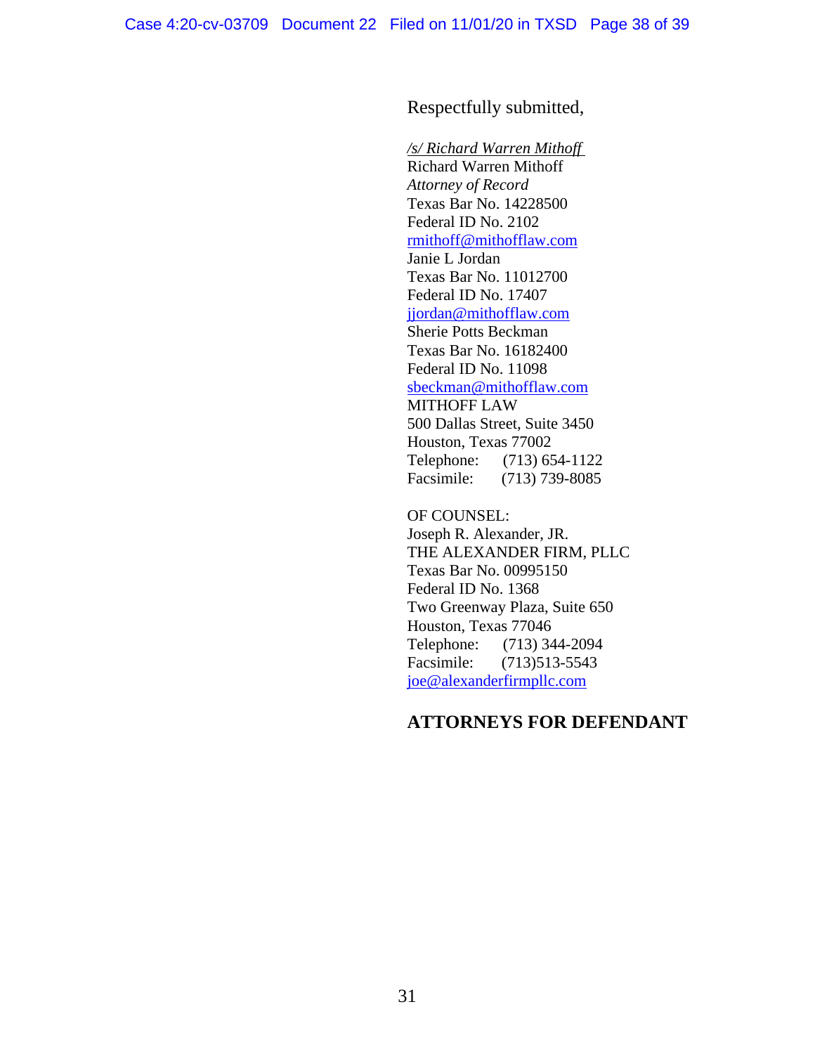Respectfully submitted,

*/s/ Richard Warren Mithoff*
Richard Warren Mithoff
*Attorney of Record*
Texas Bar No. 14228500
Federal ID No. 2102
rmithoff@mithofflaw.com
Janie L Jordan
Texas Bar No. 11012700
Federal ID No. 17407
jjordan@mithofflaw.com
Sherie Potts Beckman
Texas Bar No. 16182400
Federal ID No. 11098
sbeckman@mithofflaw.com
MITHOFF LAW
500 Dallas Street, Suite 3450
Houston, Texas 77002
Telephone: (713) 654-1122
Facsimile: (713) 739-8085

OF COUNSEL:
Joseph R. Alexander, JR.
THE ALEXANDER FIRM, PLLC
Texas Bar No. 00995150
Federal ID No. 1368
Two Greenway Plaza, Suite 650
Houston, Texas 77046
Telephone: (713) 344-2094
Facsimile: (713)513-5543
joe@alexanderfirmpllc.com

**ATTORNEYS FOR DEFENDANT**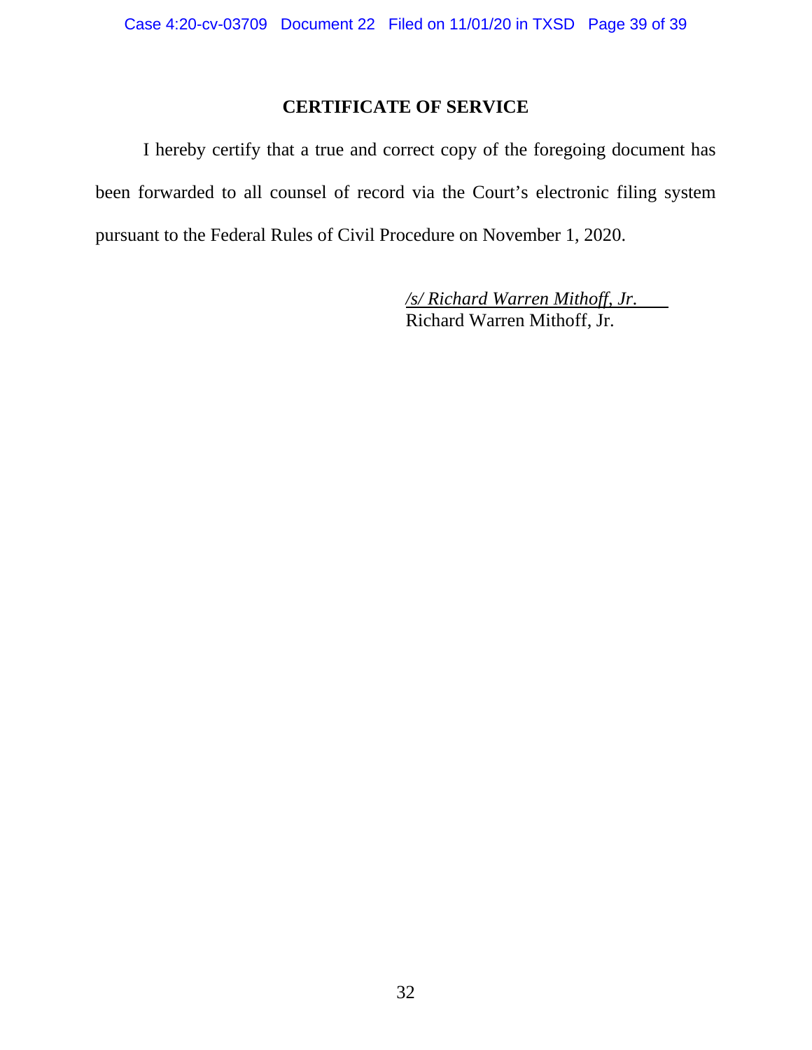## CERTIFICATE OF SERVICE

I hereby certify that a true and correct copy of the foregoing document has been forwarded to all counsel of record via the Court's electronic filing system pursuant to the Federal Rules of Civil Procedure on November 1, 2020.

*/s/ Richard Warren Mithoff, Jr.*
Richard Warren Mithoff, Jr.